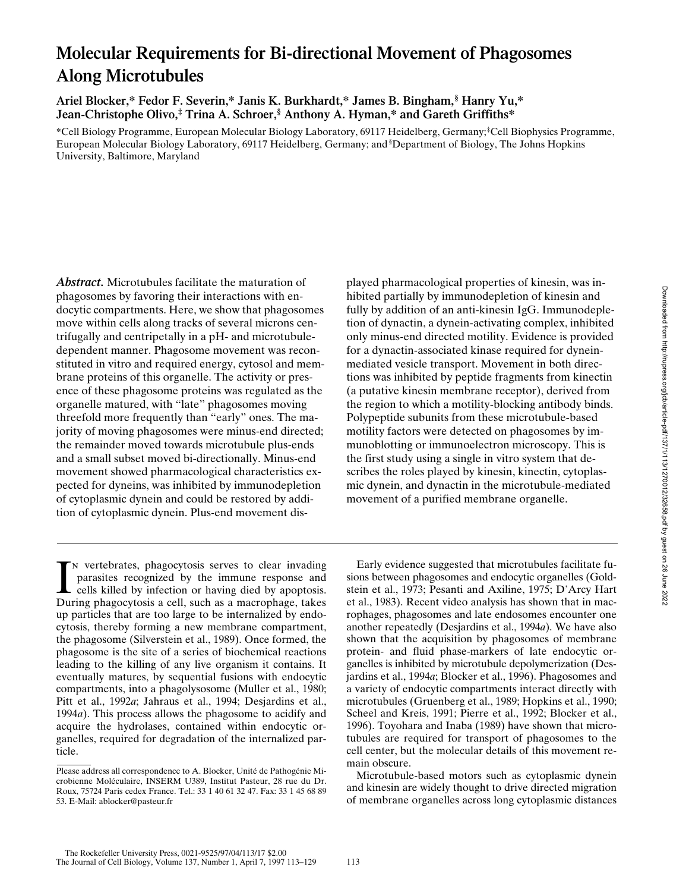# Molecular Requirements for Bi-directional Movement of Phagosomes Along Microtubules

**Ariel Blocker,* Fedor F. Severin,* Janis K. Burkhardt,* James B. Bingham,§ Henry Yu,* Jean-Christophe Olivo,‡ Trina A. Schroer,§ Anthony A. Hyman,* and Gareth Griffiths***

*Cell Biology Programme, European Molecular Biology Laboratory, 69117 Heidelberg, Germany; ‡Cell Biophysics Programme, European Molecular Biology Laboratory, 69117 Heidelberg, Germany; and §Department of Biology, The Johns Hopkins University, Baltimore, Maryland

***Abstract.*** Microtubules facilitate the maturation of phagosomes by favoring their interactions with endocytic compartments. Here, we show that phagosomes move within cells along tracks of several microns centrifugally and centripetally in a pH- and microtubule-dependent manner. Phagosome movement was reconstituted in vitro and required energy, cytosol and membrane proteins of this organelle. The activity or presence of these phagosome proteins was regulated as the organelle matured, with "late" phagosomes moving threefold more frequently than "early" ones. The majority of moving phagosomes were minus-end directed; the remainder moved towards microtubule plus-ends and a small subset moved bi-directionally. Minus-end movement showed pharmacological characteristics expected for dyneins, was inhibited by immunodepletion of cytoplasmic dynein and could be restored by addition of cytoplasmic dynein. Plus-end movement displayed pharmacological properties of kinesin, was inhibited partially by immunodepletion of kinesin and fully by addition of an anti-kinesin IgG. Immunodepletion of dynactin, a dynein-activating complex, inhibited only minus-end directed motility. Evidence is provided for a dynactin-associated kinase required for dynein-mediated vesicle transport. Movement in both directions was inhibited by peptide fragments from kinectin (a putative kinesin membrane receptor), derived from the region to which a motility-blocking antibody binds. Polypeptide subunits from these microtubule-based motility factors were detected on phagosomes by immunoblotting or immunoelectron microscopy. This is the first study using a single in vitro system that describes the roles played by kinesin, kinectin, cytoplasmic dynein, and dynactin in the microtubule-mediated movement of a purified membrane organelle.

In vertebrates, phagocytosis serves to clear invading parasites recognized by the immune response and cells killed by infection or having died by apoptosis. During phagocytosis a cell, such as a macrophage, takes up particles that are too large to be internalized by endocytosis, thereby forming a new membrane compartment, the phagosome (Silverstein et al., 1989). Once formed, the phagosome is the site of a series of biochemical reactions leading to the killing of any live organism it contains. It eventually matures, by sequential fusions with endocytic compartments, into a phagolysosome (Muller et al., 1980; Pitt et al., 1992*a*; Jahraus et al., 1994; Desjardins et al., 1994*a*). This process allows the phagosome to acidify and acquire the hydrolases, contained within endocytic organelles, required for degradation of the internalized particle.

Early evidence suggested that microtubules facilitate fusions between phagosomes and endocytic organelles (Goldstein et al., 1973; Pesanti and Axiline, 1975; D'Arcy Hart et al., 1983). Recent video analysis has shown that in macrophages, phagosomes and late endosomes encounter one another repeatedly (Desjardins et al., 1994*a*). We have also shown that the acquisition by phagosomes of membrane protein- and fluid phase-markers of late endocytic organelles is inhibited by microtubule depolymerization (Desjardins et al., 1994*a*; Blocker et al., 1996). Phagosomes and a variety of endocytic compartments interact directly with microtubules (Gruenberg et al., 1989; Hopkins et al., 1990; Scheel and Kreis, 1991; Pierre et al., 1992; Blocker et al., 1996). Toyohara and Inaba (1989) have shown that microtubules are required for transport of phagosomes to the cell center, but the molecular details of this movement remain obscure.

Microtubule-based motors such as cytoplasmic dynein and kinesin are widely thought to drive directed migration of membrane organelles across long cytoplasmic distances

---

Please address all correspondence to A. Blocker, Unité de Pathogénie Microbienne Moléculaire, INSERM U389, Institut Pasteur, 28 rue du Dr. Roux, 75724 Paris cedex France. Tel.: 33 1 40 61 32 47. Fax: 33 1 45 68 89 53. E-Mail: ablocker@pasteur.fr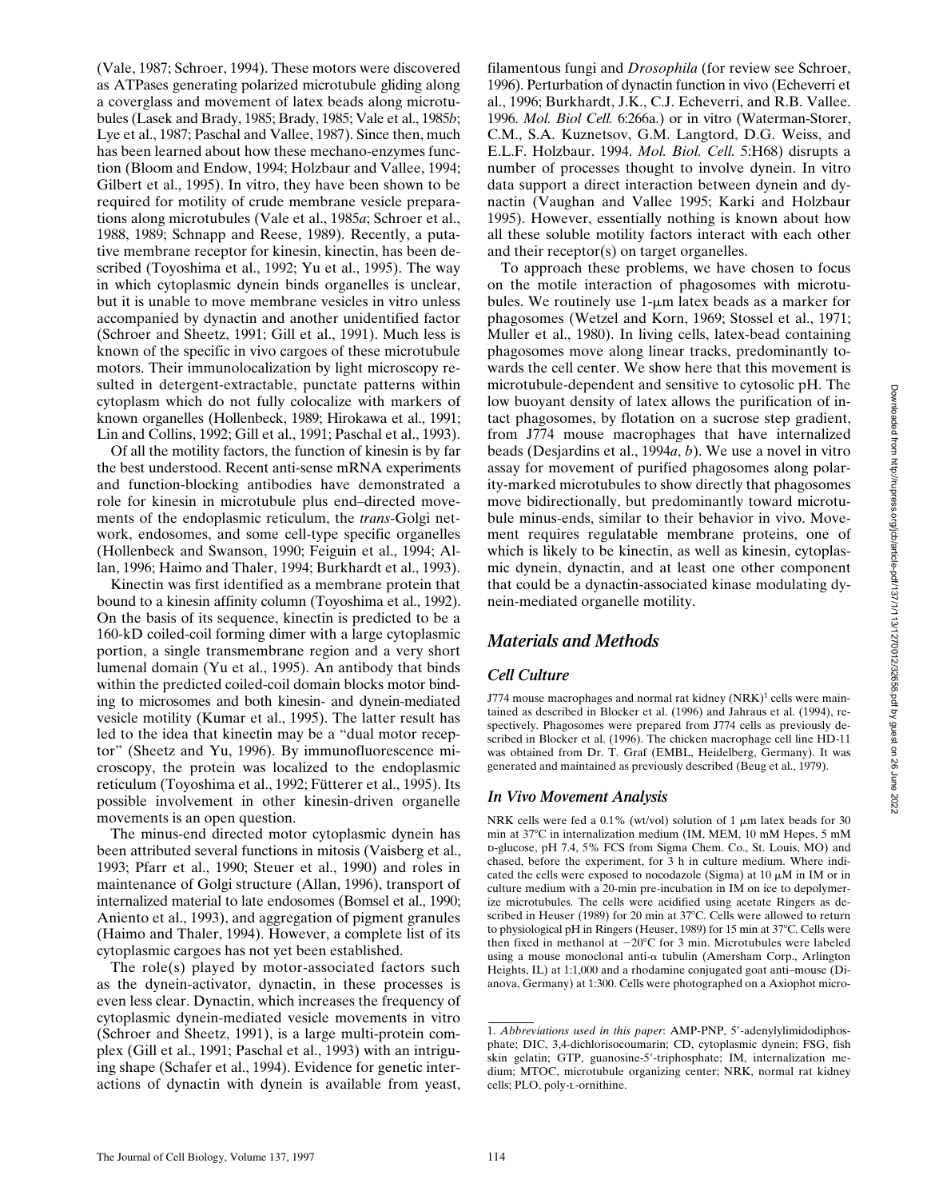(Vale, 1987; Schroer, 1994). These motors were discovered as ATPases generating polarized microtubule gliding along a coverglass and movement of latex beads along microtubules (Lasek and Brady, 1985; Brady, 1985; Vale et al., 1985*b*; Lye et al., 1987; Paschal and Vallee, 1987). Since then, much has been learned about how these mechano-enzymes function (Bloom and Endow, 1994; Holzbaur and Vallee, 1994; Gilbert et al., 1995). In vitro, they have been shown to be required for motility of crude membrane vesicle preparations along microtubules (Vale et al., 1985*a*; Schroer et al., 1988, 1989; Schnapp and Reese, 1989). Recently, a putative membrane receptor for kinesin, kinectin, has been described (Toyoshima et al., 1992; Yu et al., 1995). The way in which cytoplasmic dynein binds organelles is unclear, but it is unable to move membrane vesicles in vitro unless accompanied by dynactin and another unidentified factor (Schroer and Sheetz, 1991; Gill et al., 1991). Much less is known of the specific in vivo cargoes of these microtubule motors. Their immunolocalization by light microscopy resulted in detergent-extractable, punctate patterns within cytoplasm which do not fully colocalize with markers of known organelles (Hollenbeck, 1989; Hirokawa et al., 1991; Lin and Collins, 1992; Gill et al., 1991; Paschal et al., 1993).

Of all the motility factors, the function of kinesin is by far the best understood. Recent anti-sense mRNA experiments and function-blocking antibodies have demonstrated a role for kinesin in microtubule plus end–directed movements of the endoplasmic reticulum, the *trans*-Golgi network, endosomes, and some cell-type specific organelles (Hollenbeck and Swanson, 1990; Feiguin et al., 1994; Allan, 1996; Haimo and Thaler, 1994; Burkhardt et al., 1993).

Kinectin was first identified as a membrane protein that bound to a kinesin affinity column (Toyoshima et al., 1992). On the basis of its sequence, kinectin is predicted to be a 160-kD coiled-coil forming dimer with a large cytoplasmic portion, a single transmembrane region and a very short lumenal domain (Yu et al., 1995). An antibody that binds within the predicted coiled-coil domain blocks motor binding to microsomes and both kinesin- and dynein-mediated vesicle motility (Kumar et al., 1995). The latter result has led to the idea that kinectin may be a "dual motor receptor" (Sheetz and Yu, 1996). By immunofluorescence microscopy, the protein was localized to the endoplasmic reticulum (Toyoshima et al., 1992; Fütterer et al., 1995). Its possible involvement in other kinesin-driven organelle movements is an open question.

The minus-end directed motor cytoplasmic dynein has been attributed several functions in mitosis (Vaisberg et al., 1993; Pfarr et al., 1990; Steuer et al., 1990) and roles in maintenance of Golgi structure (Allan, 1996), transport of internalized material to late endosomes (Bomsel et al., 1990; Aniento et al., 1993), and aggregation of pigment granules (Haimo and Thaler, 1994). However, a complete list of its cytoplasmic cargoes has not yet been established.

The role(s) played by motor-associated factors such as the dynein-activator, dynactin, in these processes is even less clear. Dynactin, which increases the frequency of cytoplasmic dynein-mediated vesicle movements in vitro (Schroer and Sheetz, 1991), is a large multi-protein complex (Gill et al., 1991; Paschal et al., 1993) with an intriguing shape (Schafer et al., 1994). Evidence for genetic interactions of dynactin with dynein is available from yeast, filamentous fungi and *Drosophila* (for review see Schroer, 1996). Perturbation of dynactin function in vivo (Echeverri et al., 1996; Burkhardt, J.K., C.J. Echeverri, and R.B. Vallee. 1996. *Mol. Biol Cell.* 6:266a.) or in vitro (Waterman-Storer, C.M., S.A. Kuznetsov, G.M. Langtord, D.G. Weiss, and E.L.F. Holzbaur. 1994. *Mol. Biol. Cell.* 5:H68) disrupts a number of processes thought to involve dynein. In vitro data support a direct interaction between dynein and dynactin (Vaughan and Vallee 1995; Karki and Holzbaur 1995). However, essentially nothing is known about how all these soluble motility factors interact with each other and their receptor(s) on target organelles.

To approach these problems, we have chosen to focus on the motile interaction of phagosomes with microtubules. We routinely use 1-μm latex beads as a marker for phagosomes (Wetzel and Korn, 1969; Stossel et al., 1971; Muller et al., 1980). In living cells, latex-bead containing phagosomes move along linear tracks, predominantly towards the cell center. We show here that this movement is microtubule-dependent and sensitive to cytosolic pH. The low buoyant density of latex allows the purification of intact phagosomes, by flotation on a sucrose step gradient, from J774 mouse macrophages that have internalized beads (Desjardins et al., 1994*a*, *b*). We use a novel in vitro assay for movement of purified phagosomes along polarity-marked microtubules to show directly that phagosomes move bidirectionally, but predominantly toward microtubule minus-ends, similar to their behavior in vivo. Movement requires regulatable membrane proteins, one of which is likely to be kinectin, as well as kinesin, cytoplasmic dynein, dynactin, and at least one other component that could be a dynactin-associated kinase modulating dynein-mediated organelle motility.

# Materials and Methods

## Cell Culture

J774 mouse macrophages and normal rat kidney (NRK)[1] cells were maintained as described in Blocker et al. (1996) and Jahraus et al. (1994), respectively. Phagosomes were prepared from J774 cells as previously described in Blocker et al. (1996). The chicken macrophage cell line HD-11 was obtained from Dr. T. Graf (EMBL, Heidelberg, Germany). It was generated and maintained as previously described (Beug et al., 1979).

## In Vivo Movement Analysis

NRK cells were fed a 0.1% (wt/vol) solution of 1 μm latex beads for 30 min at 37°C in internalization medium (IM, MEM, 10 mM Hepes, 5 mM D-glucose, pH 7.4, 5% FCS from Sigma Chem. Co., St. Louis, MO) and chased, before the experiment, for 3 h in culture medium. Where indicated the cells were exposed to nocodazole (Sigma) at 10 μM in IM or in culture medium with a 20-min pre-incubation in IM on ice to depolymerize microtubules. The cells were acidified using acetate Ringers as described in Heuser (1989) for 20 min at 37°C. Cells were allowed to return to physiological pH in Ringers (Heuser, 1989) for 15 min at 37°C. Cells were then fixed in methanol at −20°C for 3 min. Microtubules were labeled using a mouse monoclonal anti-α tubulin (Amersham Corp., Arlington Heights, IL) at 1:1,000 and a rhodamine conjugated goat anti–mouse (Dianova, Germany) at 1:300. Cells were photographed on a Axiophot micro-

[1] *Abbreviations used in this paper*: AMP-PNP, 5′-adenylylimidodiphosphate; DIC, 3,4-dichlorisocoumarin; CD, cytoplasmic dynein; FSG, fish skin gelatin; GTP, guanosine-5′-triphosphate; IM, internalization medium; MTOC, microtubule organizing center; NRK, normal rat kidney cells; PLO, poly-L-ornithine.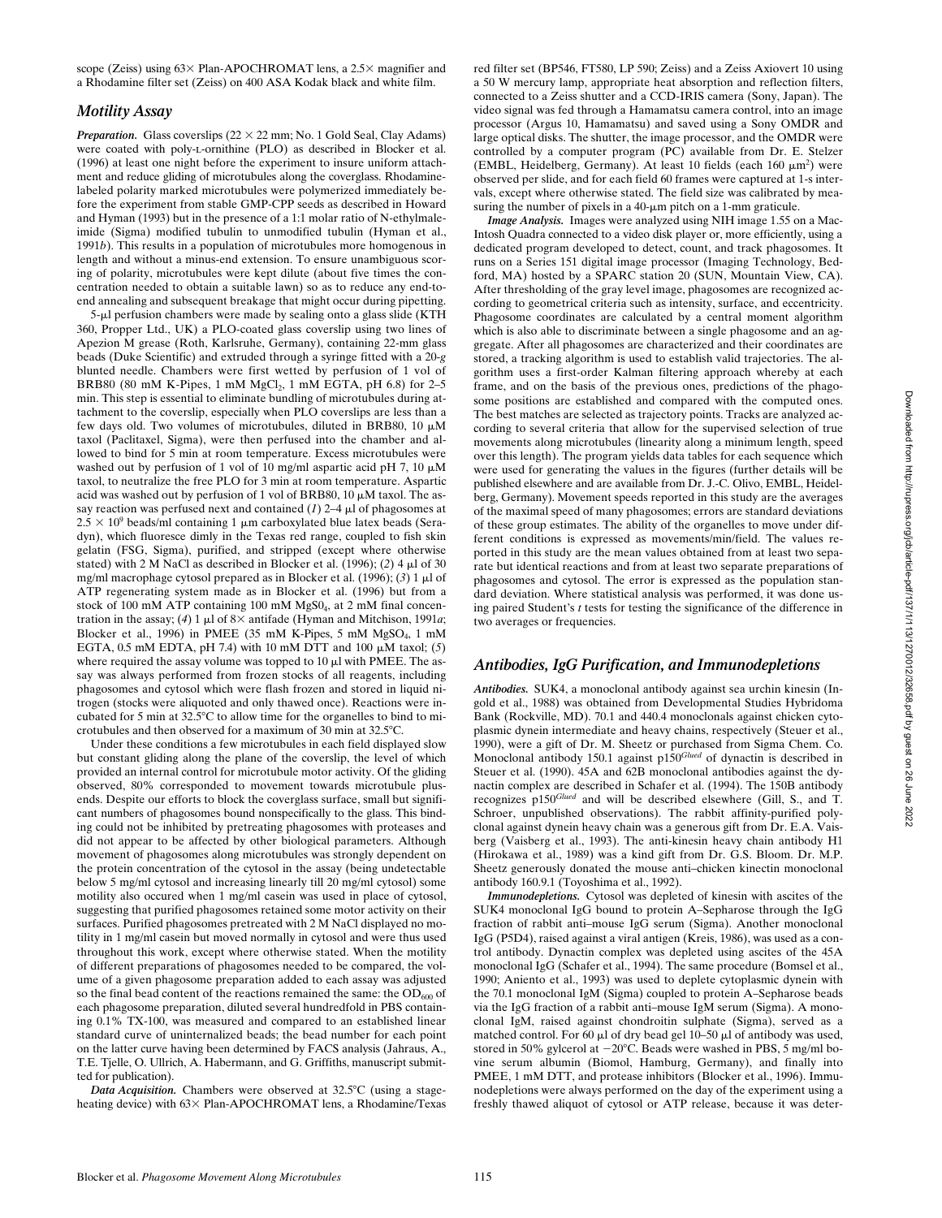scope (Zeiss) using 63× Plan-APOCHROMAT lens, a 2.5× magnifier and a Rhodamine filter set (Zeiss) on 400 ASA Kodak black and white film.

## *Motility Assay*

***Preparation.*** Glass coverslips (22 × 22 mm; No. 1 Gold Seal, Clay Adams) were coated with poly-L-ornithine (PLO) as described in Blocker et al. (1996) at least one night before the experiment to insure uniform attachment and reduce gliding of microtubules along the coverglass. Rhodamine-labeled polarity marked microtubules were polymerized immediately before the experiment from stable GMP-CPP seeds as described in Howard and Hyman (1993) but in the presence of a 1:1 molar ratio of N-ethylmaleimide (Sigma) modified tubulin to unmodified tubulin (Hyman et al., 1991*b*). This results in a population of microtubules more homogenous in length and without a minus-end extension. To ensure unambiguous scoring of polarity, microtubules were kept dilute (about five times the concentration needed to obtain a suitable lawn) so as to reduce any end-to-end annealing and subsequent breakage that might occur during pipetting.

5-μl perfusion chambers were made by sealing onto a glass slide (KTH 360, Propper Ltd., UK) a PLO-coated glass coverslip using two lines of Apiezon M grease (Roth, Karlsruhe, Germany), containing 22-mm glass beads (Duke Scientific) and extruded through a syringe fitted with a 20-*g* blunted needle. Chambers were first wetted by perfusion of 1 vol of BRB80 (80 mM K-Pipes, 1 mM $MgCl_2$, 1 mM EGTA, pH 6.8) for 2–5 min. This step is essential to eliminate bundling of microtubules during attachment to the coverslip, especially when PLO coverslips are less than a few days old. Two volumes of microtubules, diluted in BRB80, 10 μM taxol (Paclitaxel, Sigma), were then perfused into the chamber and allowed to bind for 5 min at room temperature. Excess microtubules were washed out by perfusion of 1 vol of 10 mg/ml aspartic acid pH 7, 10 μM taxol, to neutralize the free PLO for 3 min at room temperature. Aspartic acid was washed out by perfusion of 1 vol of BRB80, 10 μM taxol. The assay reaction was perfused next and contained (*1*) 2–4 μl of phagosomes at $2.5 \times 10^9$ beads/ml containing 1 μm carboxylated blue latex beads (Seradyn), which fluoresce dimly in the Texas red range, coupled to fish skin gelatin (FSG, Sigma), purified, and stripped (except where otherwise stated) with 2 M NaCl as described in Blocker et al. (1996); (*2*) 4 μl of 30 mg/ml macrophage cytosol prepared as in Blocker et al. (1996); (*3*) 1 μl of ATP regenerating system made as in Blocker et al. (1996) but from a stock of 100 mM ATP containing 100 mM $MgS0_4$, at 2 mM final concentration in the assay; (*4*) 1 μl of 8× antifade (Hyman and Mitchison, 1991*a*; Blocker et al., 1996) in PMEE (35 mM K-Pipes, 5 mM $MgSO_4$, 1 mM EGTA, 0.5 mM EDTA, pH 7.4) with 10 mM DTT and 100 μM taxol; (*5*) where required the assay volume was topped to 10 μl with PMEE. The assay was always performed from frozen stocks of all reagents, including phagosomes and cytosol which were flash frozen and stored in liquid nitrogen (stocks were aliquoted and only thawed once). Reactions were incubated for 5 min at 32.5°C to allow time for the organelles to bind to microtubules and then observed for a maximum of 30 min at 32.5°C.

Under these conditions a few microtubules in each field displayed slow but constant gliding along the plane of the coverslip, the level of which provided an internal control for microtubule motor activity. Of the gliding observed, 80% corresponded to movement towards microtubule plus-ends. Despite our efforts to block the coverglass surface, small but significant numbers of phagosomes bound nonspecifically to the glass. This binding could not be inhibited by pretreating phagosomes with proteases and did not appear to be affected by other biological parameters. Although movement of phagosomes along microtubules was strongly dependent on the protein concentration of the cytosol in the assay (being undetectable below 5 mg/ml cytosol and increasing linearly till 20 mg/ml cytosol) some motility also occured when 1 mg/ml casein was used in place of cytosol, suggesting that purified phagosomes retained some motor activity on their surfaces. Purified phagosomes pretreated with 2 M NaCl displayed no motility in 1 mg/ml casein but moved normally in cytosol and were thus used throughout this work, except where otherwise stated. When the motility of different preparations of phagosomes needed to be compared, the volume of a given phagosome preparation added to each assay was adjusted so the final bead content of the reactions remained the same: the $OD_{600}$ of each phagosome preparation, diluted several hundredfold in PBS containing 0.1% TX-100, was measured and compared to an established linear standard curve of uninternalized beads; the bead number for each point on the latter curve having been determined by FACS analysis (Jahraus, A., T.E. Tjelle, O. Ullrich, A. Habermann, and G. Griffiths, manuscript submitted for publication).

***Data Acquisition.*** Chambers were observed at 32.5°C (using a stage-heating device) with 63× Plan-APOCHROMAT lens, a Rhodamine/Texas red filter set (BP546, FT580, LP 590; Zeiss) and a Zeiss Axiovert 10 using a 50 W mercury lamp, appropriate heat absorption and reflection filters, connected to a Zeiss shutter and a CCD-IRIS camera (Sony, Japan). The video signal was fed through a Hamamatsu camera control, into an image processor (Argus 10, Hamamatsu) and saved using a Sony OMDR and large optical disks. The shutter, the image processor, and the OMDR were controlled by a computer program (PC) available from Dr. E. Stelzer (EMBL, Heidelberg, Germany). At least 10 fields (each 160 μm²) were observed per slide, and for each field 60 frames were captured at 1-s intervals, except where otherwise stated. The field size was calibrated by measuring the number of pixels in a 40-μm pitch on a 1-mm graticule.

***Image Analysis.*** Images were analyzed using NIH image 1.55 on a MacIntosh Quadra connected to a video disk player or, more efficiently, using a dedicated program developed to detect, count, and track phagosomes. It runs on a Series 151 digital image processor (Imaging Technology, Bedford, MA) hosted by a SPARC station 20 (SUN, Mountain View, CA). After thresholding of the gray level image, phagosomes are recognized according to geometrical criteria such as intensity, surface, and eccentricity. Phagosome coordinates are calculated by a central moment algorithm which is also able to discriminate between a single phagosome and an aggregate. After all phagosomes are characterized and their coordinates are stored, a tracking algorithm is used to establish valid trajectories. The algorithm uses a first-order Kalman filtering approach whereby at each frame, and on the basis of the previous ones, predictions of the phagosome positions are established and compared with the computed ones. The best matches are selected as trajectory points. Tracks are analyzed according to several criteria that allow for the supervised selection of true movements along microtubules (linearity along a minimum length, speed over this length). The program yields data tables for each sequence which were used for generating the values in the figures (further details will be published elsewhere and are available from Dr. J.-C. Olivo, EMBL, Heidelberg, Germany). Movement speeds reported in this study are the averages of the maximal speed of many phagosomes; errors are standard deviations of these group estimates. The ability of the organelles to move under different conditions is expressed as movements/min/field. The values reported in this study are the mean values obtained from at least two separate but identical reactions and from at least two separate preparations of phagosomes and cytosol. The error is expressed as the population standard deviation. Where statistical analysis was performed, it was done using paired Student's *t* tests for testing the significance of the difference in two averages or frequencies.

## *Antibodies, IgG Purification, and Immunodepletions*

***Antibodies.*** SUK4, a monoclonal antibody against sea urchin kinesin (Ingold et al., 1988) was obtained from Developmental Studies Hybridoma Bank (Rockville, MD). 70.1 and 440.4 monoclonals against chicken cytoplasmic dynein intermediate and heavy chains, respectively (Steuer et al., 1990), were a gift of Dr. M. Sheetz or purchased from Sigma Chem. Co. Monoclonal antibody 150.1 against p150*Glued* of dynactin is described in Steuer et al. (1990). 45A and 62B monoclonal antibodies against the dynactin complex are described in Schafer et al. (1994). The 150B antibody recognizes p150*Glued* and will be described elsewhere (Gill, S., and T. Schroer, unpublished observations). The rabbit affinity-purified polyclonal against dynein heavy chain was a generous gift from Dr. E.A. Vaisberg (Vaisberg et al., 1993). The anti-kinesin heavy chain antibody H1 (Hirokawa et al., 1989) was a kind gift from Dr. G.S. Bloom. Dr. M.P. Sheetz generously donated the mouse anti–chicken kinectin monoclonal antibody 160.9.1 (Toyoshima et al., 1992).

***Immunodepletions.*** Cytosol was depleted of kinesin with ascites of the SUK4 monoclonal IgG bound to protein A–Sepharose through the IgG fraction of rabbit anti–mouse IgG serum (Sigma). Another monoclonal IgG (P5D4), raised against a viral antigen (Kreis, 1986), was used as a control antibody. Dynactin complex was depleted using ascites of the 45A monoclonal IgG (Schafer et al., 1994). The same procedure (Bomsel et al., 1990; Aniento et al., 1993) was used to deplete cytoplasmic dynein with the 70.1 monoclonal IgM (Sigma) coupled to protein A–Sepharose beads via the IgG fraction of a rabbit anti–mouse IgM serum (Sigma). A monoclonal IgM, raised against chondroitin sulphate (Sigma), served as a matched control. For 60 μl of dry bead gel 10–50 μl of antibody was used, stored in 50% gylcerol at −20°C. Beads were washed in PBS, 5 mg/ml bovine serum albumin (Biomol, Hamburg, Germany), and finally into PMEE, 1 mM DTT, and protease inhibitors (Blocker et al., 1996). Immunodepletions were always performed on the day of the experiment using a freshly thawed aliquot of cytosol or ATP release, because it was deter-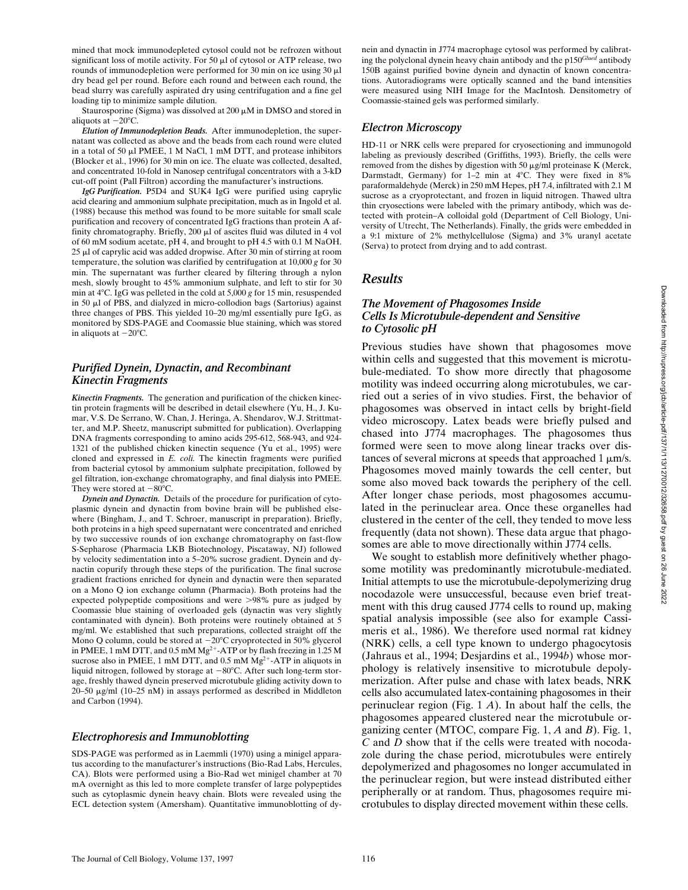mined that mock immunodepleted cytosol could not be refrozen without significant loss of motile activity. For 50 μl of cytosol or ATP release, two rounds of immunodepletion were performed for 30 min on ice using 30 μl dry bead gel per round. Before each round and between each round, the bead slurry was carefully aspirated dry using centrifugation and a fine gel loading tip to minimize sample dilution.

Staurosporine (Sigma) was dissolved at 200 μM in DMSO and stored in aliquots at −20°C.

***Elution of Immunodepletion Beads.*** After immunodepletion, the supernatant was collected as above and the beads from each round were eluted in a total of 50 μl PMEE, 1 M NaCl, 1 mM DTT, and protease inhibitors (Blocker et al., 1996) for 30 min on ice. The eluate was collected, desalted, and concentrated 10-fold in Nanosep centrifugal concentrators with a 3-kD cut-off point (Pall Filtron) according the manufacturer's instructions.

***IgG Purification.*** P5D4 and SUK4 IgG were purified using caprylic acid clearing and ammonium sulphate precipitation, much as in Ingold et al. (1988) because this method was found to be more suitable for small scale purification and recovery of concentrated IgG fractions than protein A affinity chromatography. Briefly, 200 μl of ascites fluid was diluted in 4 vol of 60 mM sodium acetate, pH 4, and brought to pH 4.5 with 0.1 M NaOH. 25 μl of caprylic acid was added dropwise. After 30 min of stirring at room temperature, the solution was clarified by centrifugation at 10,000 *g* for 30 min. The supernatant was further cleared by filtering through a nylon mesh, slowly brought to 45% ammonium sulphate, and left to stir for 30 min at 4°C. IgG was pelleted in the cold at 5,000 *g* for 15 min, resuspended in 50 μl of PBS, and dialyzed in micro-collodion bags (Sartorius) against three changes of PBS. This yielded 10–20 mg/ml essentially pure IgG, as monitored by SDS-PAGE and Coomassie blue staining, which was stored in aliquots at −20°C.

### *Purified Dynein, Dynactin, and Recombinant Kinectin Fragments*

***Kinectin Fragments.*** The generation and purification of the chicken kinectin protein fragments will be described in detail elsewhere (Yu, H., J. Kumar, V.S. De Serrano, W. Chan, J. Heringa, A. Shendarov, W.J. Strittmatter, and M.P. Sheetz, manuscript submitted for publication). Overlapping DNA fragments corresponding to amino acids 295-612, 568-943, and 924-1321 of the published chicken kinectin sequence (Yu et al., 1995) were cloned and expressed in *E. coli.* The kinectin fragments were purified from bacterial cytosol by ammonium sulphate precipitation, followed by gel filtration, ion-exchange chromatography, and final dialysis into PMEE. They were stored at −80°C.

***Dynein and Dynactin.*** Details of the procedure for purification of cytoplasmic dynein and dynactin from bovine brain will be published elsewhere (Bingham, J., and T. Schroer, manuscript in preparation). Briefly, both proteins in a high speed supernatant were concentrated and enriched by two successive rounds of ion exchange chromatography on fast-flow S-Sepharose (Pharmacia LKB Biotechnology, Piscataway, NJ) followed by velocity sedimentation into a 5–20% sucrose gradient. Dynein and dynactin copurify through these steps of the purification. The final sucrose gradient fractions enriched for dynein and dynactin were then separated on a Mono Q ion exchange column (Pharmacia). Both proteins had the expected polypeptide compositions and were >98% pure as judged by Coomassie blue staining of overloaded gels (dynactin was very slightly contaminated with dynein). Both proteins were routinely obtained at 5 mg/ml. We established that such preparations, collected straight off the Mono Q column, could be stored at −20°C cryoprotected in 50% glycerol in PMEE, 1 mM DTT, and 0.5 mM $Mg^{2+}$-ATP or by flash freezing in 1.25 M sucrose also in PMEE, 1 mM DTT, and 0.5 mM $Mg^{2+}$-ATP in aliquots in liquid nitrogen, followed by storage at −80°C. After such long-term storage, freshly thawed dynein preserved microtubule gliding activity down to 20–50 μg/ml (10–25 nM) in assays performed as described in Middleton and Carbon (1994).

### *Electrophoresis and Immunoblotting*

SDS-PAGE was performed as in Laemmli (1970) using a minigel apparatus according to the manufacturer's instructions (Bio-Rad Labs, Hercules, CA). Blots were performed using a Bio-Rad wet minigel chamber at 70 mA overnight as this led to more complete transfer of large polypeptides such as cytoplasmic dynein heavy chain. Blots were revealed using the ECL detection system (Amersham). Quantitative immunoblotting of dynein and dynactin in J774 macrophage cytosol was performed by calibrating the polyclonal dynein heavy chain antibody and the p150*Glued* antibody 150B against purified bovine dynein and dynactin of known concentrations. Autoradiograms were optically scanned and the band intensities were measured using NIH Image for the MacIntosh. Densitometry of Coomassie-stained gels was performed similarly.

### *Electron Microscopy*

HD-11 or NRK cells were prepared for cryosectioning and immunogold labeling as previously described (Griffiths, 1993). Briefly, the cells were removed from the dishes by digestion with 50 μg/ml proteinase K (Merck, Darmstadt, Germany) for 1–2 min at 4°C. They were fixed in 8% paraformaldehyde (Merck) in 250 mM Hepes, pH 7.4, infiltrated with 2.1 M sucrose as a cryoprotectant, and frozen in liquid nitrogen. Thawed ultra thin cryosections were labeled with the primary antibody, which was detected with protein–A colloidal gold (Department of Cell Biology, University of Utrecht, The Netherlands). Finally, the grids were embedded in a 9:1 mixture of 2% methylcellulose (Sigma) and 3% uranyl acetate (Serva) to protect from drying and to add contrast.

## *Results*

### *The Movement of Phagosomes Inside Cells Is Microtubule-dependent and Sensitive to Cytosolic pH*

Previous studies have shown that phagosomes move within cells and suggested that this movement is microtubule-mediated. To show more directly that phagosome motility was indeed occurring along microtubules, we carried out a series of in vivo studies. First, the behavior of phagosomes was observed in intact cells by bright-field video microscopy. Latex beads were briefly pulsed and chased into J774 macrophages. The phagosomes thus formed were seen to move along linear tracks over distances of several microns at speeds that approached 1 μm/s. Phagosomes moved mainly towards the cell center, but some also moved back towards the periphery of the cell. After longer chase periods, most phagosomes accumulated in the perinuclear area. Once these organelles had clustered in the center of the cell, they tended to move less frequently (data not shown). These data argue that phagosomes are able to move directionally within J774 cells.

We sought to establish more definitively whether phagosome motility was predominantly microtubule-mediated. Initial attempts to use the microtubule-depolymerizing drug nocodazole were unsuccessful, because even brief treatment with this drug caused J774 cells to round up, making spatial analysis impossible (see also for example Cassimeris et al., 1986). We therefore used normal rat kidney (NRK) cells, a cell type known to undergo phagocytosis (Jahraus et al., 1994; Desjardins et al., 1994*b*) whose morphology is relatively insensitive to microtubule depolymerization. After pulse and chase with latex beads, NRK cells also accumulated latex-containing phagosomes in their perinuclear region (Fig. 1 *A*). In about half the cells, the phagosomes appeared clustered near the microtubule organizing center (MTOC, compare Fig. 1, *A* and *B*). Fig. 1, *C* and *D* show that if the cells were treated with nocodazole during the chase period, microtubules were entirely depolymerized and phagosomes no longer accumulated in the perinuclear region, but were instead distributed either peripherally or at random. Thus, phagosomes require microtubules to display directed movement within these cells.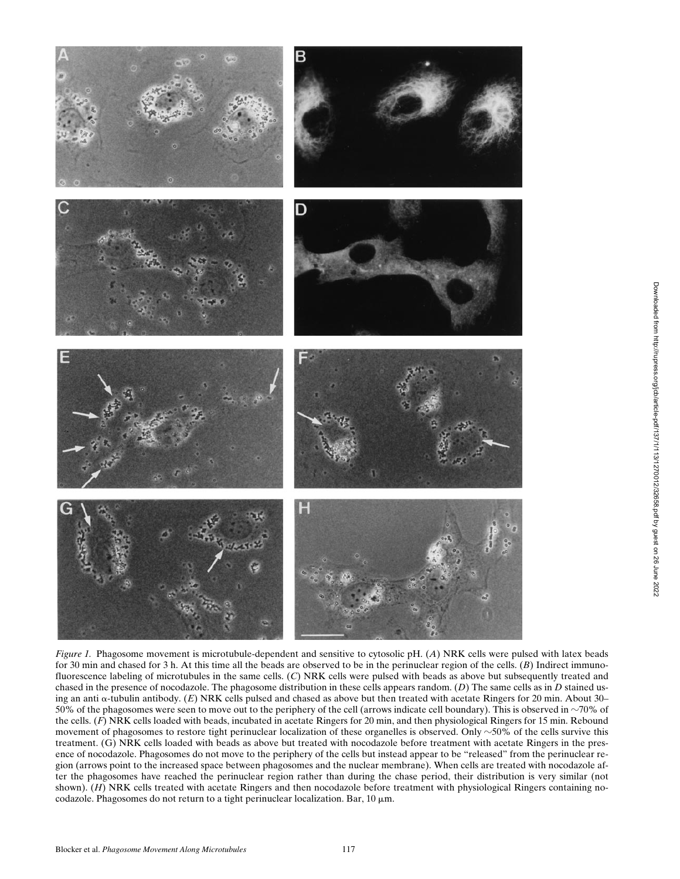*Figure 1.* Phagosome movement is microtubule-dependent and sensitive to cytosolic pH. (*A*) NRK cells were pulsed with latex beads for 30 min and chased for 3 h. At this time all the beads are observed to be in the perinuclear region of the cells. (*B*) Indirect immunofluorescence labeling of microtubules in the same cells. (*C*) NRK cells were pulsed with beads as above but subsequently treated and chased in the presence of nocodazole. The phagosome distribution in these cells appears random. (*D*) The same cells as in *D* stained using an anti α-tubulin antibody. (*E*) NRK cells pulsed and chased as above but then treated with acetate Ringers for 20 min. About 30–50% of the phagosomes were seen to move out to the periphery of the cell (arrows indicate cell boundary). This is observed in ~70% of the cells. (*F*) NRK cells loaded with beads, incubated in acetate Ringers for 20 min, and then physiological Ringers for 15 min. Rebound movement of phagosomes to restore tight perinuclear localization of these organelles is observed. Only ~50% of the cells survive this treatment. (G) NRK cells loaded with beads as above but treated with nocodazole before treatment with acetate Ringers in the presence of nocodazole. Phagosomes do not move to the periphery of the cells but instead appear to be "released" from the perinuclear region (arrows point to the increased space between phagosomes and the nuclear membrane). When cells are treated with nocodazole after the phagosomes have reached the perinuclear region rather than during the chase period, their distribution is very similar (not shown). (*H*) NRK cells treated with acetate Ringers and then nocodazole before treatment with physiological Ringers containing nocodazole. Phagosomes do not return to a tight perinuclear localization. Bar, 10 μm.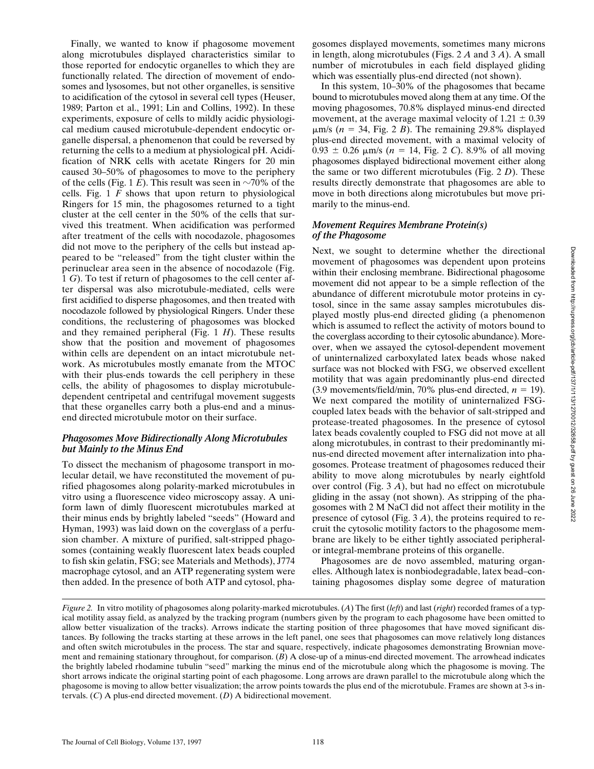Finally, we wanted to know if phagosome movement along microtubules displayed characteristics similar to those reported for endocytic organelles to which they are functionally related. The direction of movement of endosomes and lysosomes, but not other organelles, is sensitive to acidification of the cytosol in several cell types (Heuser, 1989; Parton et al., 1991; Lin and Collins, 1992). In these experiments, exposure of cells to mildly acidic physiological medium caused microtubule-dependent endocytic organelle dispersal, a phenomenon that could be reversed by returning the cells to a medium at physiological pH. Acidification of NRK cells with acetate Ringers for 20 min caused 30–50% of phagosomes to move to the periphery of the cells (Fig. 1 *E*). This result was seen in ~70% of the cells. Fig. 1 *F* shows that upon return to physiological Ringers for 15 min, the phagosomes returned to a tight cluster at the cell center in the 50% of the cells that survived this treatment. When acidification was performed after treatment of the cells with nocodazole, phagosomes did not move to the periphery of the cells but instead appeared to be "released" from the tight cluster within the perinuclear area seen in the absence of nocodazole (Fig. 1 *G*). To test if return of phagosomes to the cell center after dispersal was also microtubule-mediated, cells were first acidified to disperse phagosomes, and then treated with nocodazole followed by physiological Ringers. Under these conditions, the reclustering of phagosomes was blocked and they remained peripheral (Fig. 1 *H*). These results show that the position and movement of phagosomes within cells are dependent on an intact microtubule network. As microtubules mostly emanate from the MTOC with their plus-ends towards the cell periphery in these cells, the ability of phagosomes to display microtubule-dependent centripetal and centrifugal movement suggests that these organelles carry both a plus-end and a minus-end directed microtubule motor on their surface.

### *Phagosomes Move Bidirectionally Along Microtubules but Mainly to the Minus End*

To dissect the mechanism of phagosome transport in molecular detail, we have reconstituted the movement of purified phagosomes along polarity-marked microtubules in vitro using a fluorescence video microscopy assay. A uniform lawn of dimly fluorescent microtubules marked at their minus ends by brightly labeled "seeds" (Howard and Hyman, 1993) was laid down on the coverglass of a perfusion chamber. A mixture of purified, salt-stripped phagosomes (containing weakly fluorescent latex beads coupled to fish skin gelatin, FSG; see Materials and Methods), J774 macrophage cytosol, and an ATP regenerating system were then added. In the presence of both ATP and cytosol, phagosomes displayed movements, sometimes many microns in length, along microtubules (Figs. 2 *A* and 3 *A*). A small number of microtubules in each field displayed gliding which was essentially plus-end directed (not shown).

In this system, 10–30% of the phagosomes that became bound to microtubules moved along them at any time. Of the moving phagosomes, 70.8% displayed minus-end directed movement, at the average maximal velocity of $1.21 \pm 0.39$ μm/s ($n = 34$, Fig. 2 *B*). The remaining 29.8% displayed plus-end directed movement, with a maximal velocity of $0.93 \pm 0.26$ μm/s ($n = 14$, Fig. 2 *C*). 8.9% of all moving phagosomes displayed bidirectional movement either along the same or two different microtubules (Fig. 2 *D*). These results directly demonstrate that phagosomes are able to move in both directions along microtubules but move primarily to the minus-end.

### *Movement Requires Membrane Protein(s) of the Phagosome*

Next, we sought to determine whether the directional movement of phagosomes was dependent upon proteins within their enclosing membrane. Bidirectional phagosome movement did not appear to be a simple reflection of the abundance of different microtubule motor proteins in cytosol, since in the same assay samples microtubules displayed mostly plus-end directed gliding (a phenomenon which is assumed to reflect the activity of motors bound to the coverglass according to their cytosolic abundance). Moreover, when we assayed the cytosol-dependent movement of uninternalized carboxylated latex beads whose naked surface was not blocked with FSG, we observed excellent motility that was again predominantly plus-end directed (3.9 movements/field/min, 70% plus-end directed, $n = 19$). We next compared the motility of uninternalized FSG-coupled latex beads with the behavior of salt-stripped and protease-treated phagosomes. In the presence of cytosol latex beads covalently coupled to FSG did not move at all along microtubules, in contrast to their predominantly minus-end directed movement after internalization into phagosomes. Protease treatment of phagosomes reduced their ability to move along microtubules by nearly eightfold over control (Fig. 3 *A*), but had no effect on microtubule gliding in the assay (not shown). As stripping of the phagosomes with 2 M NaCl did not affect their motility in the presence of cytosol (Fig. 3 *A*), the proteins required to recruit the cytosolic motility factors to the phagosome membrane are likely to be either tightly associated peripheral- or integral-membrane proteins of this organelle.

Phagosomes are de novo assembled, maturing organelles. Although latex is nonbiodegradable, latex bead–containing phagosomes display some degree of maturation

*Figure 2.* In vitro motility of phagosomes along polarity-marked microtubules. (*A*) The first (*left*) and last (*right*) recorded frames of a typical motility assay field, as analyzed by the tracking program (numbers given by the program to each phagosome have been omitted to allow better visualization of the tracks). Arrows indicate the starting position of three phagosomes that have moved significant distances. By following the tracks starting at these arrows in the left panel, one sees that phagosomes can move relatively long distances and often switch microtubules in the process. The star and square, respectively, indicate phagosomes demonstrating Brownian movement and remaining stationary throughout, for comparison. (*B*) A close-up of a minus-end directed movement. The arrowhead indicates the brightly labeled rhodamine tubulin "seed" marking the minus end of the microtubule along which the phagosome is moving. The short arrows indicate the original starting point of each phagosome. Long arrows are drawn parallel to the microtubule along which the phagosome is moving to allow better visualization; the arrow points towards the plus end of the microtubule. Frames are shown at 3-s intervals. (*C*) A plus-end directed movement. (*D*) A bidirectional movement.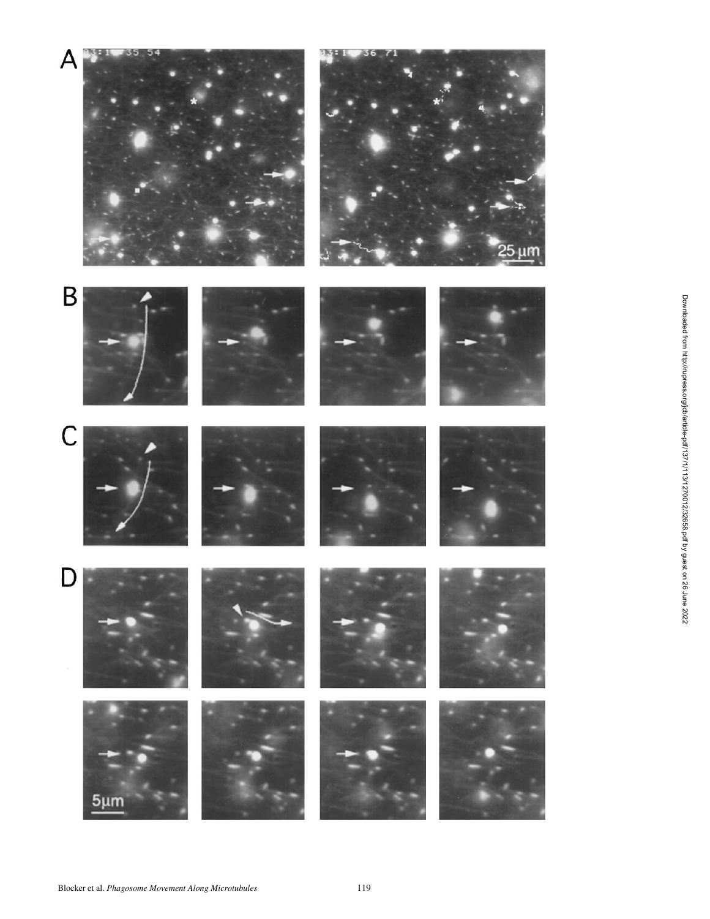A

13:1 35 54

13:1 36 71

25 µm

B

C

D

5µm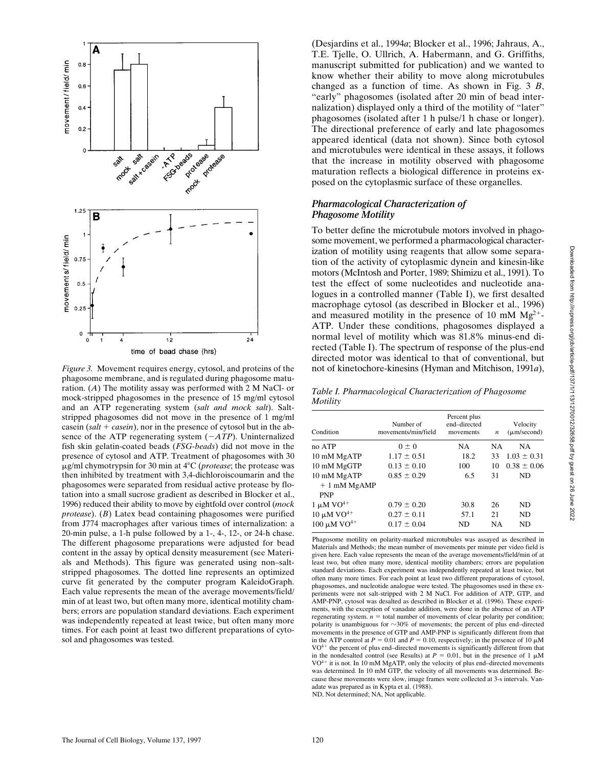A

movement/ field/ min

0 0.2 0.4 0.6 0.8 1

salt, mock salt, salt+casein, -ATP, FSG-beads, protease, mock protease

B

movement s/ field/ min

0 0.25 0.5 0.75 1 1.25

0 1 4 12 24

time of bead chase (hrs)

*Figure 3.* Movement requires energy, cytosol, and proteins of the phagosome membrane, and is regulated during phagosome maturation. (*A*) The motility assay was performed with 2 M NaCl- or mock-stripped phagosomes in the presence of 15 mg/ml cytosol and an ATP regenerating system (*salt and mock salt*). Salt-stripped phagosomes did not move in the presence of 1 mg/ml casein (*salt + casein*), nor in the presence of cytosol but in the absence of the ATP regenerating system (*−ATP*). Uninternalized fish skin gelatin-coated beads (*FSG-beads*) did not move in the presence of cytosol and ATP. Treatment of phagosomes with 30 μg/ml chymotrypsin for 30 min at 4°C (*protease*; the protease was then inhibited by treatment with 3,4-dichloroiscoumarin and the phagosomes were separated from residual active protease by flotation into a small sucrose gradient as described in Blocker et al., 1996) reduced their ability to move by eightfold over control (*mock protease*). (*B*) Latex bead containing phagosomes were purified from J774 macrophages after various times of internalization: a 20-min pulse, a 1-h pulse followed by a 1-, 4-, 12-, or 24-h chase. The different phagosome preparations were adjusted for bead content in the assay by optical density measurement (see Materials and Methods). This figure was generated using non–salt-stripped phagosomes. The dotted line represents an optimized curve fit generated by the computer program KaleidoGraph. Each value represents the mean of the average movements/field/min of at least two, but often many more, identical motility chambers; errors are population standard deviations. Each experiment was independently repeated at least twice, but often many more times. For each point at least two different preparations of cytosol and phagosomes was tested.

(Desjardins et al., 1994*a*; Blocker et al., 1996; Jahraus, A., T.E. Tjelle, O. Ullrich, A. Habermann, and G. Griffiths, manuscript submitted for publication) and we wanted to know whether their ability to move along microtubules changed as a function of time. As shown in Fig. 3 *B*, "early" phagosomes (isolated after 20 min of bead internalization) displayed only a third of the motility of "later" phagosomes (isolated after 1 h pulse/1 h chase or longer). The directional preference of early and late phagosomes appeared identical (data not shown). Since both cytosol and microtubules were identical in these assays, it follows that the increase in motility observed with phagosome maturation reflects a biological difference in proteins exposed on the cytoplasmic surface of these organelles.

### *Pharmacological Characterization of Phagosome Motility*

To better define the microtubule motors involved in phagosome movement, we performed a pharmacological characterization of motility using reagents that allow some separation of the activity of cytoplasmic dynein and kinesin-like motors (McIntosh and Porter, 1989; Shimizu et al., 1991). To test the effect of some nucleotides and nucleotide analogues in a controlled manner (Table I), we first desalted macrophage cytosol (as described in Blocker et al., 1996) and measured motility in the presence of 10 mM $Mg^{2+}$-ATP. Under these conditions, phagosomes displayed a normal level of motility which was 81.8% minus-end directed (Table I). The spectrum of response of the plus-end directed motor was identical to that of conventional, but not of kinetochore-kinesins (Hyman and Mitchison, 1991*a*),

*Table I. Pharmacological Characterization of Phagosome Motility*

| Condition | Number of movements/min/field | Percent plus end–directed movements | $n$ | Velocity (μm/second) |
|---|---|---|---|---|
| no ATP | $0 \pm 0$ | NA | NA | NA |
| 10 mM MgATP | $1.17 \pm 0.51$ | 18.2 | 33 | $1.03 \pm 0.31$ |
| 10 mM MgGTP | $0.13 \pm 0.10$ | 100 | 10 | $0.38 \pm 0.06$ |
| 10 mM MgATP + 1 mM MgAMP PNP | $0.85 \pm 0.29$ | 6.5 | 31 | ND |
| 1 μM $VO^{4+}$ | $0.79 \pm 0.20$ | 30.8 | 26 | ND |
| 10 μM $VO^{4+}$ | $0.27 \pm 0.11$ | 57.1 | 21 | ND |
| 100 μM $VO^{4+}$ | $0.17 \pm 0.04$ | ND | NA | ND |

Phagosome motility on polarity-marked microtubules was assayed as described in Materials and Methods; the mean number of movements per minute per video field is given here. Each value represents the mean of the average movements/field/min of at least two, but often many more, identical motility chambers; errors are population standard deviations. Each experiment was independently repeated at least twice, but often many more times. For each point at least two different preparations of cytosol, phagosomes, and nucleotide analogue were tested. The phagosomes used in these experiments were not salt-stripped with 2 M NaCl. For addition of ATP, GTP, and AMP-PNP, cytosol was desalted as described in Blocker et al. (1996). These experiments, with the exception of vanadate addition, were done in the absence of an ATP regenerating system. $n$ = total number of movements of clear polarity per condition; polarity is unambiguous for ~30% of movements; the percent of plus end–directed movements in the presence of GTP and AMP-PNP is significantly different from that in the ATP control at $P = 0.01$ and $P = 0.10$, respectively; in the presence of 10 μM $VO^{4+}$ the percent of plus end–directed movements is significantly different from that in the nondesalted control (see Results) at $P = 0.01$, but in the presence of 1 μM $VO^{4+}$ it is not. In 10 mM MgATP, only the velocity of plus end–directed movements was determined. In 10 mM GTP, the velocity of all movements was determined. Because these movements were slow, image frames were collected at 3-s intervals. Vanadate was prepared as in Kypta et al. (1988).

ND, Not determined; NA, Not applicable.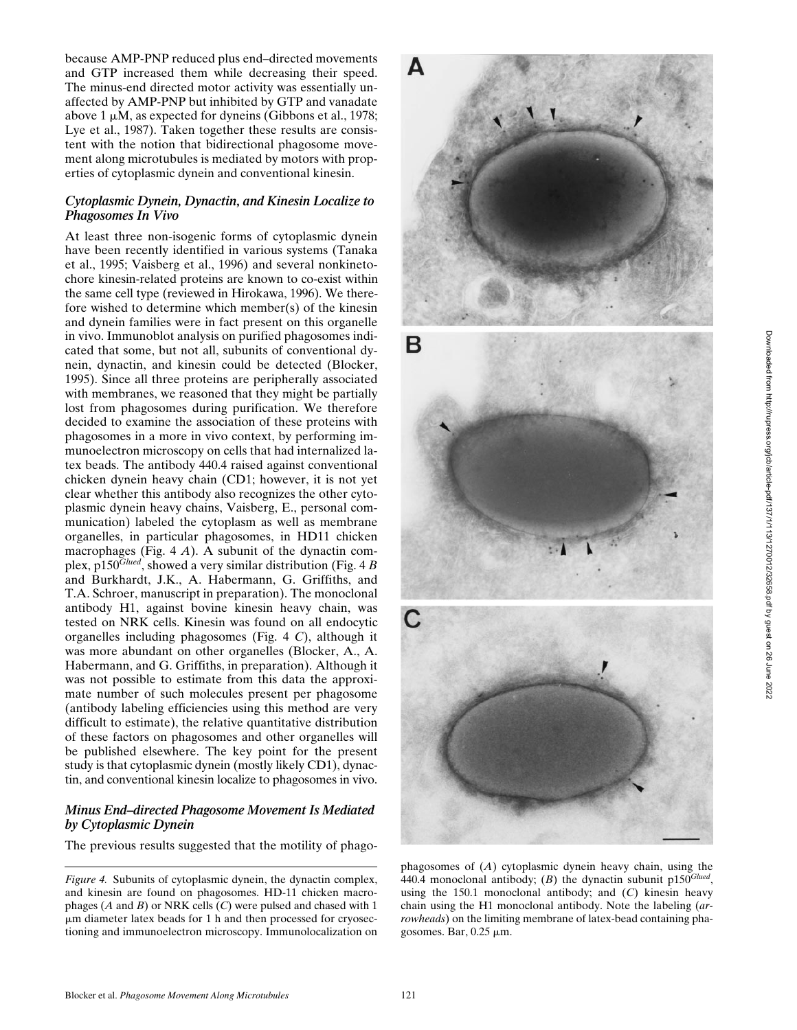because AMP-PNP reduced plus end–directed movements and GTP increased them while decreasing their speed. The minus-end directed motor activity was essentially unaffected by AMP-PNP but inhibited by GTP and vanadate above 1 μM, as expected for dyneins (Gibbons et al., 1978; Lye et al., 1987). Taken together these results are consistent with the notion that bidirectional phagosome movement along microtubules is mediated by motors with properties of cytoplasmic dynein and conventional kinesin.

### *Cytoplasmic Dynein, Dynactin, and Kinesin Localize to Phagosomes In Vivo*

At least three non-isogenic forms of cytoplasmic dynein have been recently identified in various systems (Tanaka et al., 1995; Vaisberg et al., 1996) and several nonkinetochore kinesin-related proteins are known to co-exist within the same cell type (reviewed in Hirokawa, 1996). We therefore wished to determine which member(s) of the kinesin and dynein families were in fact present on this organelle in vivo. Immunoblot analysis on purified phagosomes indicated that some, but not all, subunits of conventional dynein, dynactin, and kinesin could be detected (Blocker, 1995). Since all three proteins are peripherally associated with membranes, we reasoned that they might be partially lost from phagosomes during purification. We therefore decided to examine the association of these proteins with phagosomes in a more in vivo context, by performing immunoelectron microscopy on cells that had internalized latex beads. The antibody 440.4 raised against conventional chicken dynein heavy chain (CD1; however, it is not yet clear whether this antibody also recognizes the other cytoplasmic dynein heavy chains, Vaisberg, E., personal communication) labeled the cytoplasm as well as membrane organelles, in particular phagosomes, in HD11 chicken macrophages (Fig. 4 *A*). A subunit of the dynactin complex, p150*Glued*, showed a very similar distribution (Fig. 4 *B* and Burkhardt, J.K., A. Habermann, G. Griffiths, and T.A. Schroer, manuscript in preparation). The monoclonal antibody H1, against bovine kinesin heavy chain, was tested on NRK cells. Kinesin was found on all endocytic organelles including phagosomes (Fig. 4 *C*), although it was more abundant on other organelles (Blocker, A., A. Habermann, and G. Griffiths, in preparation). Although it was not possible to estimate from this data the approximate number of such molecules present per phagosome (antibody labeling efficiencies using this method are very difficult to estimate), the relative quantitative distribution of these factors on phagosomes and other organelles will be published elsewhere. The key point for the present study is that cytoplasmic dynein (mostly likely CD1), dynactin, and conventional kinesin localize to phagosomes in vivo.

### *Minus End–directed Phagosome Movement Is Mediated by Cytoplasmic Dynein*

The previous results suggested that the motility of phago-

*Figure 4.* Subunits of cytoplasmic dynein, the dynactin complex, and kinesin are found on phagosomes. HD-11 chicken macrophages (*A* and *B*) or NRK cells (*C*) were pulsed and chased with 1 μm diameter latex beads for 1 h and then processed for cryosectioning and immunoelectron microscopy. Immunolocalization on phagosomes of (*A*) cytoplasmic dynein heavy chain, using the 440.4 monoclonal antibody; (*B*) the dynactin subunit p150*Glued*, using the 150.1 monoclonal antibody; and (*C*) kinesin heavy chain using the H1 monoclonal antibody. Note the labeling (*arrowheads*) on the limiting membrane of latex-bead containing phagosomes. Bar, 0.25 μm.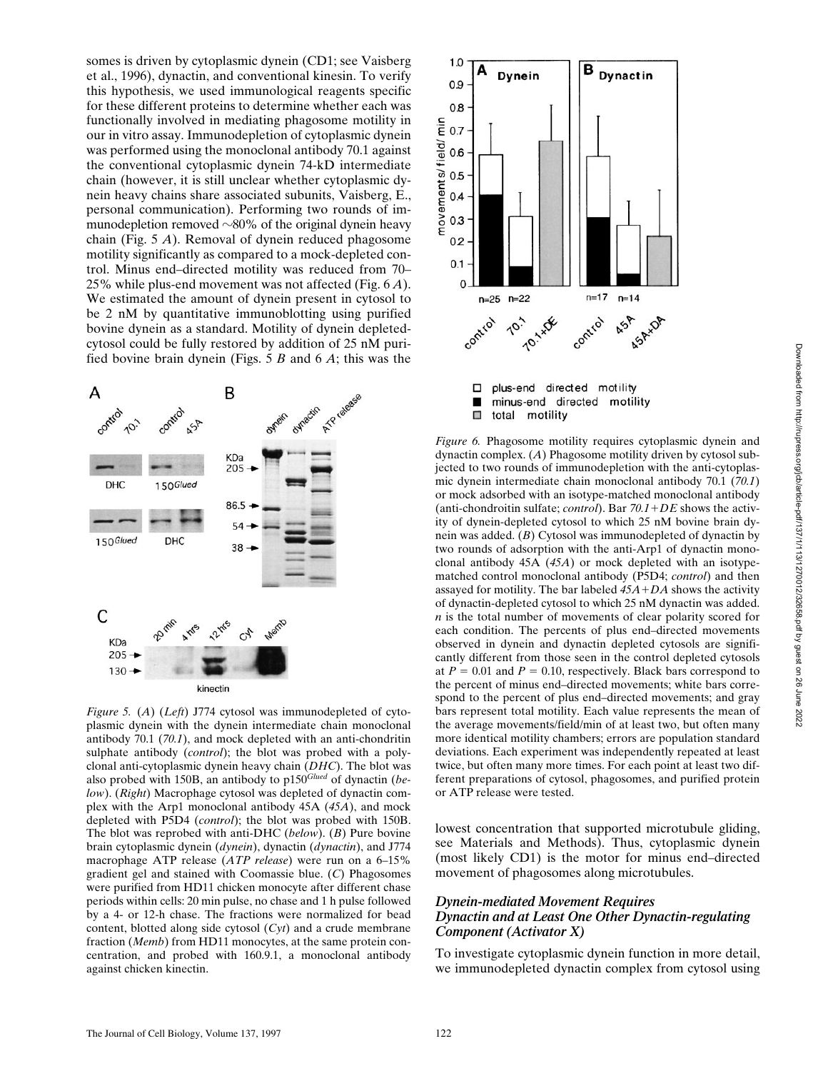somes is driven by cytoplasmic dynein (CD1; see Vaisberg et al., 1996), dynactin, and conventional kinesin. To verify this hypothesis, we used immunological reagents specific for these different proteins to determine whether each was functionally involved in mediating phagosome motility in our in vitro assay. Immunodepletion of cytoplasmic dynein was performed using the monoclonal antibody 70.1 against the conventional cytoplasmic dynein 74-kD intermediate chain (however, it is still unclear whether cytoplasmic dynein heavy chains share associated subunits, Vaisberg, E., personal communication). Performing two rounds of immunodepletion removed ~80% of the original dynein heavy chain (Fig. 5 *A*). Removal of dynein reduced phagosome motility significantly as compared to a mock-depleted control. Minus end–directed motility was reduced from 70–25% while plus-end movement was not affected (Fig. 6 *A*). We estimated the amount of dynein present in cytosol to be 2 nM by quantitative immunoblotting using purified bovine dynein as a standard. Motility of dynein depleted-cytosol could be fully restored by addition of 25 nM purified bovine brain dynein (Figs. 5 *B* and 6 *A*; this was the lowest concentration that supported microtubule gliding, see Materials and Methods). Thus, cytoplasmic dynein (most likely CD1) is the motor for minus end–directed movement of phagosomes along microtubules.

A
control 70.1 control 45A
DHC 150Glued
150Glued DHC

B
dynein dynactin ATP release
KDa
205
86.5
54
38

C
20 min 4 hrs 12 hrs Cyt Memb
KDa
205
130
kinectin

*Figure 5.* (*A*) (*Left*) J774 cytosol was immunodepleted of cytoplasmic dynein with the dynein intermediate chain monoclonal antibody 70.1 (*70.1*), and mock depleted with an anti-chondritin sulphate antibody (*control*); the blot was probed with a polyclonal anti-cytoplasmic dynein heavy chain (*DHC*). The blot was also probed with 150B, an antibody to p150*Glued* of dynactin (*below*). (*Right*) Macrophage cytosol was depleted of dynactin complex with the Arp1 monoclonal antibody 45A (*45A*), and mock depleted with P5D4 (*control*); the blot was probed with 150B. The blot was reprobed with anti-DHC (*below*). (*B*) Pure bovine brain cytoplasmic dynein (*dynein*), dynactin (*dynactin*), and J774 macrophage ATP release (*ATP release*) were run on a 6–15% gradient gel and stained with Coomassie blue. (*C*) Phagosomes were purified from HD11 chicken monocyte after different chase periods within cells: 20 min pulse, no chase and 1 h pulse followed by a 4- or 12-h chase. The fractions were normalized for bead content, blotted along side cytosol (*Cyt*) and a crude membrane fraction (*Memb*) from HD11 monocytes, at the same protein concentration, and probed with 160.9.1, a monoclonal antibody against chicken kinectin.

A Dynein
B Dynactin
movements/field/min
1.0
0.9
0.8
0.7
0.6
0.5
0.4
0.3
0.2
0.1
0
n=25 n=22
n=17 n=14
control 70.1 70.1+DE control 45A 45A+DA

plus-end directed motility
minus-end directed motility
total motility

*Figure 6.* Phagosome motility requires cytoplasmic dynein and dynactin complex. (*A*) Phagosome motility driven by cytosol subjected to two rounds of immunodepletion with the anti-cytoplasmic dynein intermediate chain monoclonal antibody 70.1 (*70.1*) or mock adsorbed with an isotype-matched monoclonal antibody (anti-chondroitin sulfate; *control*). Bar *70.1+DE* shows the activity of dynein-depleted cytosol to which 25 nM bovine brain dynein was added. (*B*) Cytosol was immunodepleted of dynactin by two rounds of adsorption with the anti-Arp1 of dynactin monoclonal antibody 45A (*45A*) or mock depleted with an isotype-matched control monoclonal antibody (P5D4; *control*) and then assayed for motility. The bar labeled *45A+DA* shows the activity of dynactin-depleted cytosol to which 25 nM dynactin was added. *n* is the total number of movements of clear polarity scored for each condition. The percents of plus end–directed movements observed in dynein and dynactin depleted cytosols are significantly different from those seen in the control depleted cytosols at $P = 0.01$ and $P = 0.10$, respectively. Black bars correspond to the percent of minus end–directed movements; white bars correspond to the percent of plus end–directed movements; and gray bars represent total motility. Each value represents the mean of the average movements/field/min of at least two, but often many more identical motility chambers; errors are population standard deviations. Each experiment was independently repeated at least twice, but often many more times. For each point at least two different preparations of cytosol, phagosomes, and purified protein or ATP release were tested.

### *Dynein-mediated Movement Requires Dynactin and at Least One Other Dynactin-regulating Component (Activator X)*

To investigate cytoplasmic dynein function in more detail, we immunodepleted dynactin complex from cytosol using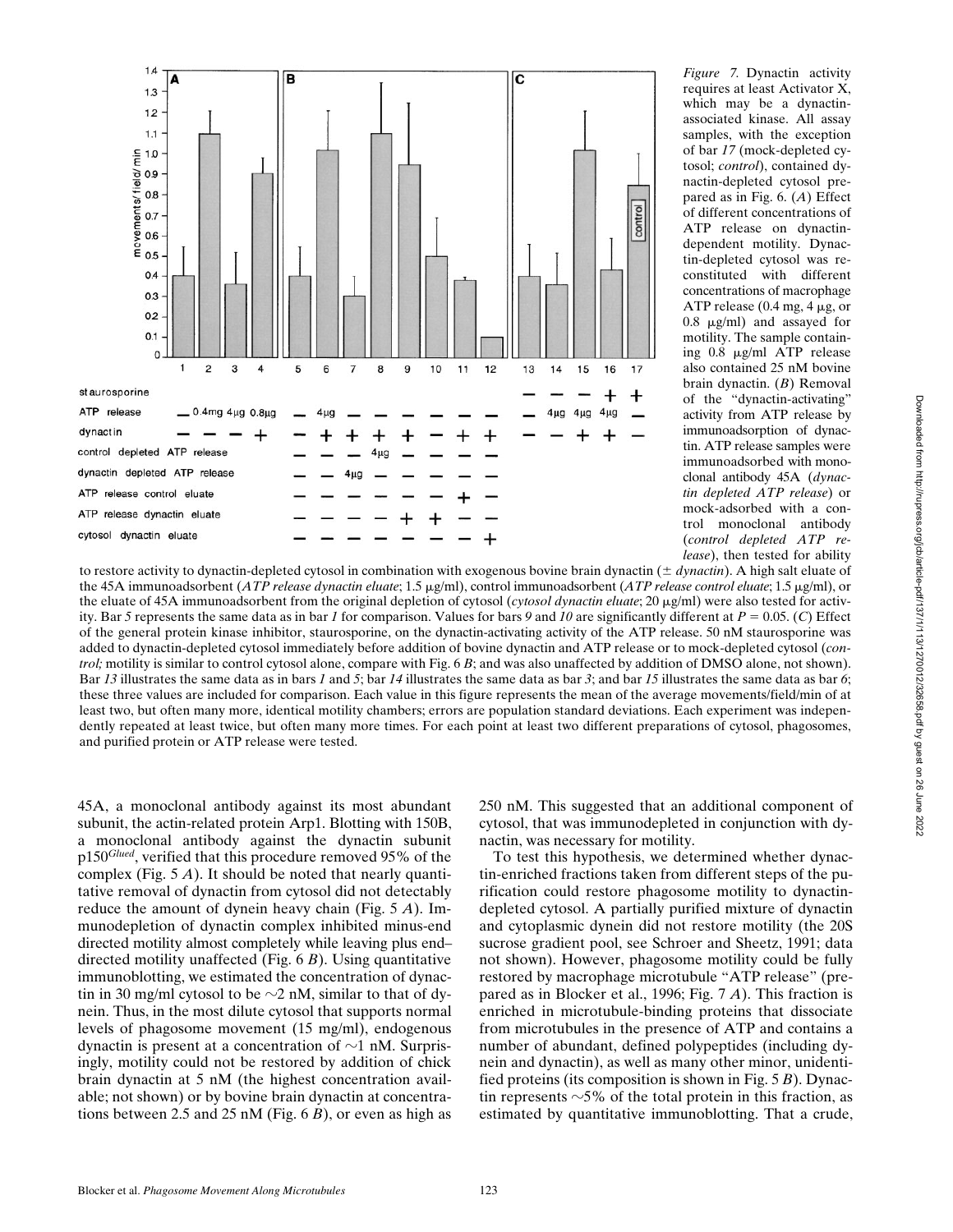1.4
1.3
1.2
1.1
1.0
0.9
0.8
0.7
0.6
0.5
0.4
0.3
0.2
0.1
0

movements/ field/ min

A
B
C

control

1 2 3 4 5 6 7 8 9 10 11 12 13 14 15 16 17

staurosporine — — — + +
ATP release — 0.4mg 4μg 0.8μg — 4μg — — — — — — — 4μg 4μg 4μg —
dynactin — — — + — + + + + — + + — — + + —
control depleted ATP release — — — 4μg — — — —
dynactin depleted ATP release — — 4μg — — — — —
ATP release control eluate — — — — — — + —
ATP release dynactin eluate — — — — + + — —
cytosol dynactin eluate — — — — — — — +

*Figure 7.* Dynactin activity requires at least Activator X, which may be a dynactin-associated kinase. All assay samples, with the exception of bar *17* (mock-depleted cytosol; *control*), contained dynactin-depleted cytosol prepared as in Fig. 6. (*A*) Effect of different concentrations of ATP release on dynactin-dependent motility. Dynactin-depleted cytosol was reconstituted with different concentrations of macrophage ATP release (0.4 mg, 4 μg, or 0.8 μg/ml) and assayed for motility. The sample containing 0.8 μg/ml ATP release also contained 25 nM bovine brain dynactin. (*B*) Removal of the "dynactin-activating" activity from ATP release by immunoadsorption of dynactin. ATP release samples were immunoadsorbed with monoclonal antibody 45A (*dynactin depleted ATP release*) or mock-adsorbed with a control monoclonal antibody (*control depleted ATP release*), then tested for ability to restore activity to dynactin-depleted cytosol in combination with exogenous bovine brain dynactin (± *dynactin*). A high salt eluate of the 45A immunoadsorbent (*ATP release dynactin eluate*; 1.5 μg/ml), control immunoadsorbent (*ATP release control eluate*; 1.5 μg/ml), or the eluate of 45A immunoadsorbent from the original depletion of cytosol (*cytosol dynactin eluate*; 20 μg/ml) were also tested for activity. Bar *5* represents the same data as in bar *1* for comparison. Values for bars *9* and *10* are significantly different at $P = 0.05$. (*C*) Effect of the general protein kinase inhibitor, staurosporine, on the dynactin-activating activity of the ATP release. 50 nM staurosporine was added to dynactin-depleted cytosol immediately before addition of bovine dynactin and ATP release or to mock-depleted cytosol (*control;* motility is similar to control cytosol alone, compare with Fig. 6 *B*; and was also unaffected by addition of DMSO alone, not shown). Bar *13* illustrates the same data as in bars *1* and *5*; bar *14* illustrates the same data as bar *3*; and bar *15* illustrates the same data as bar *6*; these three values are included for comparison. Each value in this figure represents the mean of the average movements/field/min of at least two, but often many more, identical motility chambers; errors are population standard deviations. Each experiment was independently repeated at least twice, but often many more times. For each point at least two different preparations of cytosol, phagosomes, and purified protein or ATP release were tested.

45A, a monoclonal antibody against its most abundant subunit, the actin-related protein Arp1. Blotting with 150B, a monoclonal antibody against the dynactin subunit p150*Glued*, verified that this procedure removed 95% of the complex (Fig. 5 *A*). It should be noted that nearly quantitative removal of dynactin from cytosol did not detectably reduce the amount of dynein heavy chain (Fig. 5 *A*). Immunodepletion of dynactin complex inhibited minus-end directed motility almost completely while leaving plus end–directed motility unaffected (Fig. 6 *B*). Using quantitative immunoblotting, we estimated the concentration of dynactin in 30 mg/ml cytosol to be ~2 nM, similar to that of dynein. Thus, in the most dilute cytosol that supports normal levels of phagosome movement (15 mg/ml), endogenous dynactin is present at a concentration of ~1 nM. Surprisingly, motility could not be restored by addition of chick brain dynactin at 5 nM (the highest concentration available; not shown) or by bovine brain dynactin at concentrations between 2.5 and 25 nM (Fig. 6 *B*), or even as high as 250 nM. This suggested that an additional component of cytosol, that was immunodepleted in conjunction with dynactin, was necessary for motility.

To test this hypothesis, we determined whether dynactin-enriched fractions taken from different steps of the purification could restore phagosome motility to dynactin-depleted cytosol. A partially purified mixture of dynactin and cytoplasmic dynein did not restore motility (the 20S sucrose gradient pool, see Schroer and Sheetz, 1991; data not shown). However, phagosome motility could be fully restored by macrophage microtubule "ATP release" (prepared as in Blocker et al., 1996; Fig. 7 *A*). This fraction is enriched in microtubule-binding proteins that dissociate from microtubules in the presence of ATP and contains a number of abundant, defined polypeptides (including dynein and dynactin), as well as many other minor, unidentified proteins (its composition is shown in Fig. 5 *B*). Dynactin represents ~5% of the total protein in this fraction, as estimated by quantitative immunoblotting. That a crude,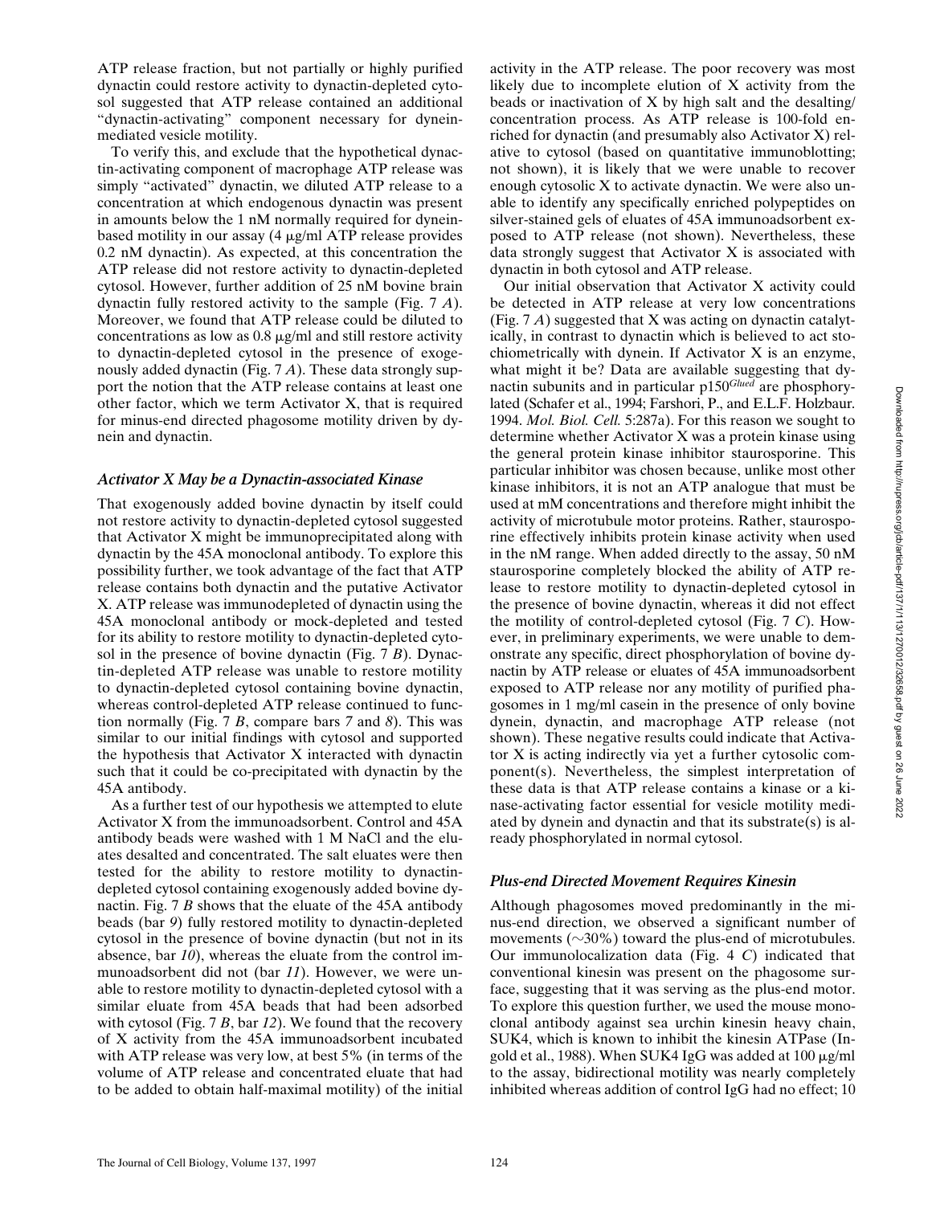ATP release fraction, but not partially or highly purified dynactin could restore activity to dynactin-depleted cytosol suggested that ATP release contained an additional "dynactin-activating" component necessary for dynein-mediated vesicle motility.

To verify this, and exclude that the hypothetical dynactin-activating component of macrophage ATP release was simply "activated" dynactin, we diluted ATP release to a concentration at which endogenous dynactin was present in amounts below the 1 nM normally required for dynein-based motility in our assay (4 μg/ml ATP release provides 0.2 nM dynactin). As expected, at this concentration the ATP release did not restore activity to dynactin-depleted cytosol. However, further addition of 25 nM bovine brain dynactin fully restored activity to the sample (Fig. 7 *A*). Moreover, we found that ATP release could be diluted to concentrations as low as 0.8 μg/ml and still restore activity to dynactin-depleted cytosol in the presence of exogenously added dynactin (Fig. 7 *A*). These data strongly support the notion that the ATP release contains at least one other factor, which we term Activator X, that is required for minus-end directed phagosome motility driven by dynein and dynactin.

### *Activator X May be a Dynactin-associated Kinase*

That exogenously added bovine dynactin by itself could not restore activity to dynactin-depleted cytosol suggested that Activator X might be immunoprecipitated along with dynactin by the 45A monoclonal antibody. To explore this possibility further, we took advantage of the fact that ATP release contains both dynactin and the putative Activator X. ATP release was immunodepleted of dynactin using the 45A monoclonal antibody or mock-depleted and tested for its ability to restore motility to dynactin-depleted cytosol in the presence of bovine dynactin (Fig. 7 *B*). Dynactin-depleted ATP release was unable to restore motility to dynactin-depleted cytosol containing bovine dynactin, whereas control-depleted ATP release continued to function normally (Fig. 7 *B*, compare bars *7* and *8*). This was similar to our initial findings with cytosol and supported the hypothesis that Activator X interacted with dynactin such that it could be co-precipitated with dynactin by the 45A antibody.

As a further test of our hypothesis we attempted to elute Activator X from the immunoadsorbent. Control and 45A antibody beads were washed with 1 M NaCl and the eluates desalted and concentrated. The salt eluates were then tested for the ability to restore motility to dynactin-depleted cytosol containing exogenously added bovine dynactin. Fig. 7 *B* shows that the eluate of the 45A antibody beads (bar *9*) fully restored motility to dynactin-depleted cytosol in the presence of bovine dynactin (but not in its absence, bar *10*), whereas the eluate from the control immunoadsorbent did not (bar *11*). However, we were unable to restore motility to dynactin-depleted cytosol with a similar eluate from 45A beads that had been adsorbed with cytosol (Fig. 7 *B*, bar *12*). We found that the recovery of X activity from the 45A immunoadsorbent incubated with ATP release was very low, at best 5% (in terms of the volume of ATP release and concentrated eluate that had to be added to obtain half-maximal motility) of the initial activity in the ATP release. The poor recovery was most likely due to incomplete elution of X activity from the beads or inactivation of X by high salt and the desalting/concentration process. As ATP release is 100-fold enriched for dynactin (and presumably also Activator X) relative to cytosol (based on quantitative immunoblotting; not shown), it is likely that we were unable to recover enough cytosolic X to activate dynactin. We were also unable to identify any specifically enriched polypeptides on silver-stained gels of eluates of 45A immunoadsorbent exposed to ATP release (not shown). Nevertheless, these data strongly suggest that Activator X is associated with dynactin in both cytosol and ATP release.

Our initial observation that Activator X activity could be detected in ATP release at very low concentrations (Fig. 7 *A*) suggested that X was acting on dynactin catalytically, in contrast to dynactin which is believed to act stochiometrically with dynein. If Activator X is an enzyme, what might it be? Data are available suggesting that dynactin subunits and in particular $p150^{Glued}$ are phosphorylated (Schafer et al., 1994; Farshori, P., and E.L.F. Holzbaur. 1994. *Mol. Biol. Cell.* 5:287a). For this reason we sought to determine whether Activator X was a protein kinase using the general protein kinase inhibitor staurosporine. This particular inhibitor was chosen because, unlike most other kinase inhibitors, it is not an ATP analogue that must be used at mM concentrations and therefore might inhibit the activity of microtubule motor proteins. Rather, staurosporine effectively inhibits protein kinase activity when used in the nM range. When added directly to the assay, 50 nM staurosporine completely blocked the ability of ATP release to restore motility to dynactin-depleted cytosol in the presence of bovine dynactin, whereas it did not effect the motility of control-depleted cytosol (Fig. 7 *C*). However, in preliminary experiments, we were unable to demonstrate any specific, direct phosphorylation of bovine dynactin by ATP release or eluates of 45A immunoadsorbent exposed to ATP release nor any motility of purified phagosomes in 1 mg/ml casein in the presence of only bovine dynein, dynactin, and macrophage ATP release (not shown). These negative results could indicate that Activator X is acting indirectly via yet a further cytosolic component(s). Nevertheless, the simplest interpretation of these data is that ATP release contains a kinase or a kinase-activating factor essential for vesicle motility mediated by dynein and dynactin and that its substrate(s) is already phosphorylated in normal cytosol.

### *Plus-end Directed Movement Requires Kinesin*

Although phagosomes moved predominantly in the minus-end direction, we observed a significant number of movements (~30%) toward the plus-end of microtubules. Our immunolocalization data (Fig. 4 *C*) indicated that conventional kinesin was present on the phagosome surface, suggesting that it was serving as the plus-end motor. To explore this question further, we used the mouse monoclonal antibody against sea urchin kinesin heavy chain, SUK4, which is known to inhibit the kinesin ATPase (Ingold et al., 1988). When SUK4 IgG was added at 100 μg/ml to the assay, bidirectional motility was nearly completely inhibited whereas addition of control IgG had no effect; 10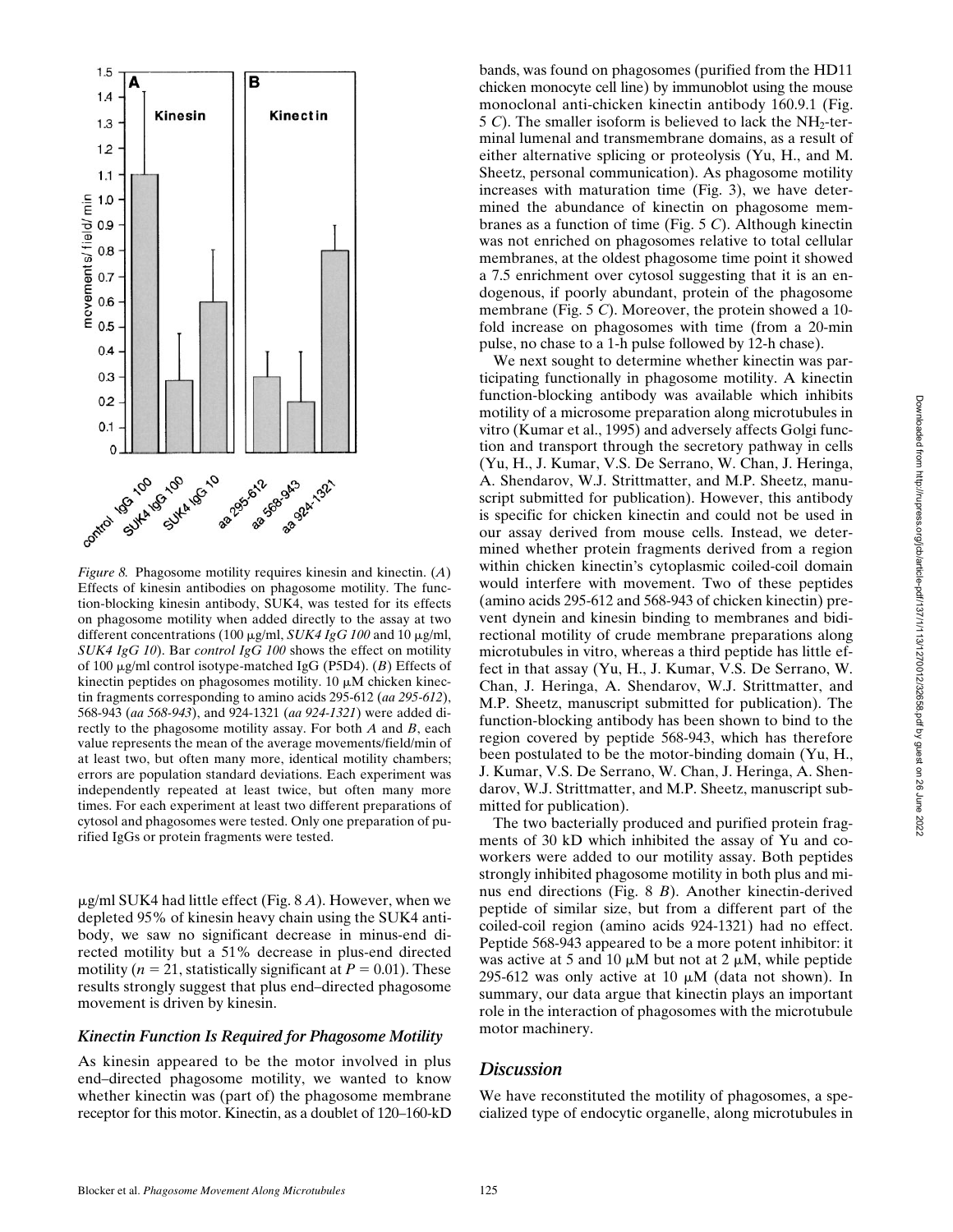1.5
A
Kinesin
B
Kinectin
1.4
1.3
1.2
1.1
1.0
0.9
0.8
0.7
0.6
0.5
0.4
0.3
0.2
0.1
0
movements/field/min
control IgG 100
SUK4 IgG 100
SUK4 IgG 10
aa 295-612
aa 568-943
aa 924-1321

*Figure 8.* Phagosome motility requires kinesin and kinectin. (*A*) Effects of kinesin antibodies on phagosome motility. The function-blocking kinesin antibody, SUK4, was tested for its effects on phagosome motility when added directly to the assay at two different concentrations (100 μg/ml, *SUK4 IgG 100* and 10 μg/ml, *SUK4 IgG 10*). Bar *control IgG 100* shows the effect on motility of 100 μg/ml control isotype-matched IgG (P5D4). (*B*) Effects of kinectin peptides on phagosomes motility. 10 μM chicken kinectin fragments corresponding to amino acids 295-612 (*aa 295-612*), 568-943 (*aa 568-943*), and 924-1321 (*aa 924-1321*) were added directly to the phagosome motility assay. For both *A* and *B*, each value represents the mean of the average movements/field/min of at least two, but often many more, identical motility chambers; errors are population standard deviations. Each experiment was independently repeated at least twice, but often many more times. For each experiment at least two different preparations of cytosol and phagosomes were tested. Only one preparation of purified IgGs or protein fragments were tested.

μg/ml SUK4 had little effect (Fig. 8 *A*). However, when we depleted 95% of kinesin heavy chain using the SUK4 antibody, we saw no significant decrease in minus-end directed motility but a 51% decrease in plus-end directed motility ($n = 21$, statistically significant at $P = 0.01$). These results strongly suggest that plus end–directed phagosome movement is driven by kinesin.

### *Kinectin Function Is Required for Phagosome Motility*

As kinesin appeared to be the motor involved in plus end–directed phagosome motility, we wanted to know whether kinectin was (part of) the phagosome membrane receptor for this motor. Kinectin, as a doublet of 120–160-kD bands, was found on phagosomes (purified from the HD11 chicken monocyte cell line) by immunoblot using the mouse monoclonal anti-chicken kinectin antibody 160.9.1 (Fig. 5 *C*). The smaller isoform is believed to lack the $NH_2$-terminal lumenal and transmembrane domains, as a result of either alternative splicing or proteolysis (Yu, H., and M. Sheetz, personal communication). As phagosome motility increases with maturation time (Fig. 3), we have determined the abundance of kinectin on phagosome membranes as a function of time (Fig. 5 *C*). Although kinectin was not enriched on phagosomes relative to total cellular membranes, at the oldest phagosome time point it showed a 7.5 enrichment over cytosol suggesting that it is an endogenous, if poorly abundant, protein of the phagosome membrane (Fig. 5 *C*). Moreover, the protein showed a 10-fold increase on phagosomes with time (from a 20-min pulse, no chase to a 1-h pulse followed by 12-h chase).

We next sought to determine whether kinectin was participating functionally in phagosome motility. A kinectin function-blocking antibody was available which inhibits motility of a microsome preparation along microtubules in vitro (Kumar et al., 1995) and adversely affects Golgi function and transport through the secretory pathway in cells (Yu, H., J. Kumar, V.S. De Serrano, W. Chan, J. Heringa, A. Shendarov, W.J. Strittmatter, and M.P. Sheetz, manuscript submitted for publication). However, this antibody is specific for chicken kinectin and could not be used in our assay derived from mouse cells. Instead, we determined whether protein fragments derived from a region within chicken kinectin's cytoplasmic coiled-coil domain would interfere with movement. Two of these peptides (amino acids 295-612 and 568-943 of chicken kinectin) prevent dynein and kinesin binding to membranes and bidirectional motility of crude membrane preparations along microtubules in vitro, whereas a third peptide has little effect in that assay (Yu, H., J. Kumar, V.S. De Serrano, W. Chan, J. Heringa, A. Shendarov, W.J. Strittmatter, and M.P. Sheetz, manuscript submitted for publication). The function-blocking antibody has been shown to bind to the region covered by peptide 568-943, which has therefore been postulated to be the motor-binding domain (Yu, H., J. Kumar, V.S. De Serrano, W. Chan, J. Heringa, A. Shendarov, W.J. Strittmatter, and M.P. Sheetz, manuscript submitted for publication).

The two bacterially produced and purified protein fragments of 30 kD which inhibited the assay of Yu and coworkers were added to our motility assay. Both peptides strongly inhibited phagosome motility in both plus and minus end directions (Fig. 8 *B*). Another kinectin-derived peptide of similar size, but from a different part of the coiled-coil region (amino acids 924-1321) had no effect. Peptide 568-943 appeared to be a more potent inhibitor: it was active at 5 and 10 μM but not at 2 μM, while peptide 295-612 was only active at 10 μM (data not shown). In summary, our data argue that kinectin plays an important role in the interaction of phagosomes with the microtubule motor machinery.

## *Discussion*

We have reconstituted the motility of phagosomes, a specialized type of endocytic organelle, along microtubules in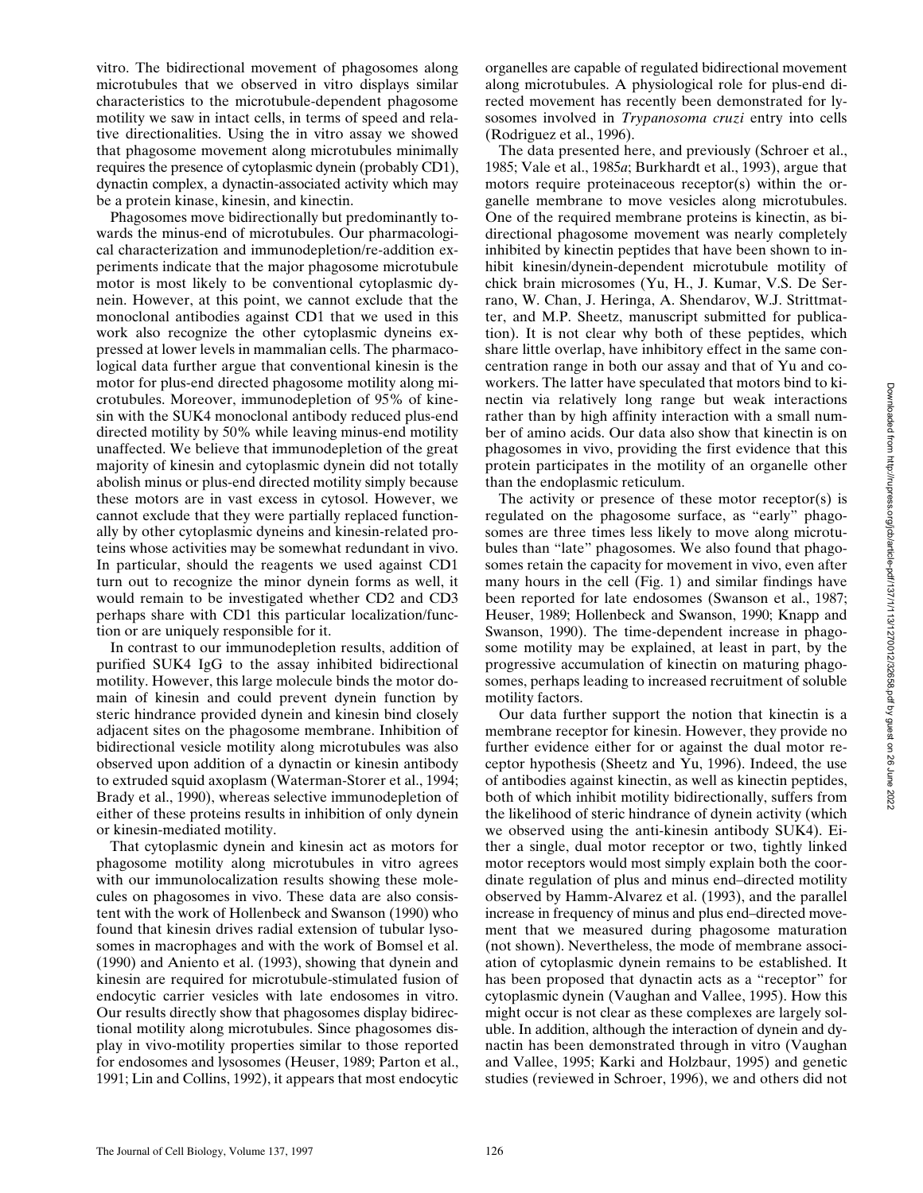vitro. The bidirectional movement of phagosomes along microtubules that we observed in vitro displays similar characteristics to the microtubule-dependent phagosome motility we saw in intact cells, in terms of speed and relative directionalities. Using the in vitro assay we showed that phagosome movement along microtubules minimally requires the presence of cytoplasmic dynein (probably CD1), dynactin complex, a dynactin-associated activity which may be a protein kinase, kinesin, and kinectin.

Phagosomes move bidirectionally but predominantly towards the minus-end of microtubules. Our pharmacological characterization and immunodepletion/re-addition experiments indicate that the major phagosome microtubule motor is most likely to be conventional cytoplasmic dynein. However, at this point, we cannot exclude that the monoclonal antibodies against CD1 that we used in this work also recognize the other cytoplasmic dyneins expressed at lower levels in mammalian cells. The pharmacological data further argue that conventional kinesin is the motor for plus-end directed phagosome motility along microtubules. Moreover, immunodepletion of 95% of kinesin with the SUK4 monoclonal antibody reduced plus-end directed motility by 50% while leaving minus-end motility unaffected. We believe that immunodepletion of the great majority of kinesin and cytoplasmic dynein did not totally abolish minus or plus-end directed motility simply because these motors are in vast excess in cytosol. However, we cannot exclude that they were partially replaced functionally by other cytoplasmic dyneins and kinesin-related proteins whose activities may be somewhat redundant in vivo. In particular, should the reagents we used against CD1 turn out to recognize the minor dynein forms as well, it would remain to be investigated whether CD2 and CD3 perhaps share with CD1 this particular localization/function or are uniquely responsible for it.

In contrast to our immunodepletion results, addition of purified SUK4 IgG to the assay inhibited bidirectional motility. However, this large molecule binds the motor domain of kinesin and could prevent dynein function by steric hindrance provided dynein and kinesin bind closely adjacent sites on the phagosome membrane. Inhibition of bidirectional vesicle motility along microtubules was also observed upon addition of a dynactin or kinesin antibody to extruded squid axoplasm (Waterman-Storer et al., 1994; Brady et al., 1990), whereas selective immunodepletion of either of these proteins results in inhibition of only dynein or kinesin-mediated motility.

That cytoplasmic dynein and kinesin act as motors for phagosome motility along microtubules in vitro agrees with our immunolocalization results showing these molecules on phagosomes in vivo. These data are also consistent with the work of Hollenbeck and Swanson (1990) who found that kinesin drives radial extension of tubular lysosomes in macrophages and with the work of Bomsel et al. (1990) and Aniento et al. (1993), showing that dynein and kinesin are required for microtubule-stimulated fusion of endocytic carrier vesicles with late endosomes in vitro. Our results directly show that phagosomes display bidirectional motility along microtubules. Since phagosomes display in vivo-motility properties similar to those reported for endosomes and lysosomes (Heuser, 1989; Parton et al., 1991; Lin and Collins, 1992), it appears that most endocytic organelles are capable of regulated bidirectional movement along microtubules. A physiological role for plus-end directed movement has recently been demonstrated for lysosomes involved in *Trypanosoma cruzi* entry into cells (Rodriguez et al., 1996).

The data presented here, and previously (Schroer et al., 1985; Vale et al., 1985*a*; Burkhardt et al., 1993), argue that motors require proteinaceous receptor(s) within the organelle membrane to move vesicles along microtubules. One of the required membrane proteins is kinectin, as bidirectional phagosome movement was nearly completely inhibited by kinectin peptides that have been shown to inhibit kinesin/dynein-dependent microtubule motility of chick brain microsomes (Yu, H., J. Kumar, V.S. De Serrano, W. Chan, J. Heringa, A. Shendarov, W.J. Strittmatter, and M.P. Sheetz, manuscript submitted for publication). It is not clear why both of these peptides, which share little overlap, have inhibitory effect in the same concentration range in both our assay and that of Yu and coworkers. The latter have speculated that motors bind to kinectin via relatively long range but weak interactions rather than by high affinity interaction with a small number of amino acids. Our data also show that kinectin is on phagosomes in vivo, providing the first evidence that this protein participates in the motility of an organelle other than the endoplasmic reticulum.

The activity or presence of these motor receptor(s) is regulated on the phagosome surface, as "early" phagosomes are three times less likely to move along microtubules than "late" phagosomes. We also found that phagosomes retain the capacity for movement in vivo, even after many hours in the cell (Fig. 1) and similar findings have been reported for late endosomes (Swanson et al., 1987; Heuser, 1989; Hollenbeck and Swanson, 1990; Knapp and Swanson, 1990). The time-dependent increase in phagosome motility may be explained, at least in part, by the progressive accumulation of kinectin on maturing phagosomes, perhaps leading to increased recruitment of soluble motility factors.

Our data further support the notion that kinectin is a membrane receptor for kinesin. However, they provide no further evidence either for or against the dual motor receptor hypothesis (Sheetz and Yu, 1996). Indeed, the use of antibodies against kinectin, as well as kinectin peptides, both of which inhibit motility bidirectionally, suffers from the likelihood of steric hindrance of dynein activity (which we observed using the anti-kinesin antibody SUK4). Either a single, dual motor receptor or two, tightly linked motor receptors would most simply explain both the coordinate regulation of plus and minus end–directed motility observed by Hamm-Alvarez et al. (1993), and the parallel increase in frequency of minus and plus end–directed movement that we measured during phagosome maturation (not shown). Nevertheless, the mode of membrane association of cytoplasmic dynein remains to be established. It has been proposed that dynactin acts as a "receptor" for cytoplasmic dynein (Vaughan and Vallee, 1995). How this might occur is not clear as these complexes are largely soluble. In addition, although the interaction of dynein and dynactin has been demonstrated through in vitro (Vaughan and Vallee, 1995; Karki and Holzbaur, 1995) and genetic studies (reviewed in Schroer, 1996), we and others did not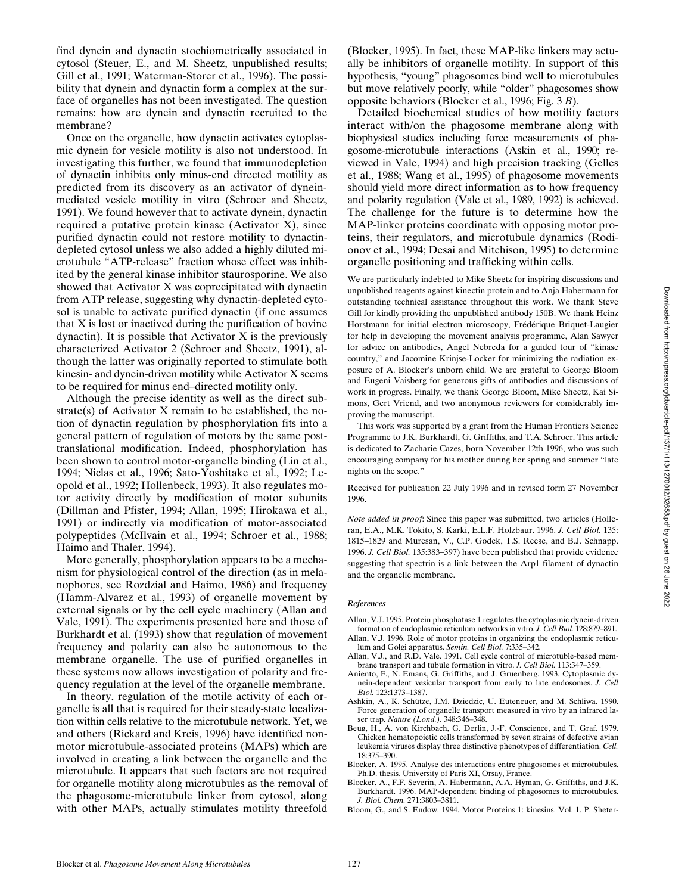find dynein and dynactin stochiometrically associated in cytosol (Steuer, E., and M. Sheetz, unpublished results; Gill et al., 1991; Waterman-Storer et al., 1996). The possibility that dynein and dynactin form a complex at the surface of organelles has not been investigated. The question remains: how are dynein and dynactin recruited to the membrane?

Once on the organelle, how dynactin activates cytoplasmic dynein for vesicle motility is also not understood. In investigating this further, we found that immunodepletion of dynactin inhibits only minus-end directed motility as predicted from its discovery as an activator of dynein-mediated vesicle motility in vitro (Schroer and Sheetz, 1991). We found however that to activate dynein, dynactin required a putative protein kinase (Activator X), since purified dynactin could not restore motility to dynactin-depleted cytosol unless we also added a highly diluted microtubule "ATP-release" fraction whose effect was inhibited by the general kinase inhibitor staurosporine. We also showed that Activator X was coprecipitated with dynactin from ATP release, suggesting why dynactin-depleted cytosol is unable to activate purified dynactin (if one assumes that X is lost or inactived during the purification of bovine dynactin). It is possible that Activator X is the previously characterized Activator 2 (Schroer and Sheetz, 1991), although the latter was originally reported to stimulate both kinesin- and dynein-driven motility while Activator X seems to be required for minus end–directed motility only.

Although the precise identity as well as the direct substrate(s) of Activator X remain to be established, the notion of dynactin regulation by phosphorylation fits into a general pattern of regulation of motors by the same posttranslational modification. Indeed, phosphorylation has been shown to control motor-organelle binding (Lin et al., 1994; Niclas et al., 1996; Sato-Yoshitake et al., 1992; Leopold et al., 1992; Hollenbeck, 1993). It also regulates motor activity directly by modification of motor subunits (Dillman and Pfister, 1994; Allan, 1995; Hirokawa et al., 1991) or indirectly via modification of motor-associated polypeptides (McIlvain et al., 1994; Schroer et al., 1988; Haimo and Thaler, 1994).

More generally, phosphorylation appears to be a mechanism for physiological control of the direction (as in melanophores, see Rozdzial and Haimo, 1986) and frequency (Hamm-Alvarez et al., 1993) of organelle movement by external signals or by the cell cycle machinery (Allan and Vale, 1991). The experiments presented here and those of Burkhardt et al. (1993) show that regulation of movement frequency and polarity can also be autonomous to the membrane organelle. The use of purified organelles in these systems now allows investigation of polarity and frequency regulation at the level of the organelle membrane.

In theory, regulation of the motile activity of each organelle is all that is required for their steady-state localization within cells relative to the microtubule network. Yet, we and others (Rickard and Kreis, 1996) have identified nonmotor microtubule-associated proteins (MAPs) which are involved in creating a link between the organelle and the microtubule. It appears that such factors are not required for organelle motility along microtubules as the removal of the phagosome-microtubule linker from cytosol, along with other MAPs, actually stimulates motility threefold (Blocker, 1995). In fact, these MAP-like linkers may actually be inhibitors of organelle motility. In support of this hypothesis, "young" phagosomes bind well to microtubules but move relatively poorly, while "older" phagosomes show opposite behaviors (Blocker et al., 1996; Fig. 3 *B*).

Detailed biochemical studies of how motility factors interact with/on the phagosome membrane along with biophysical studies including force measurements of phagosome-microtubule interactions (Askin et al., 1990; reviewed in Vale, 1994) and high precision tracking (Gelles et al., 1988; Wang et al., 1995) of phagosome movements should yield more direct information as to how frequency and polarity regulation (Vale et al., 1989, 1992) is achieved. The challenge for the future is to determine how the MAP-linker proteins coordinate with opposing motor proteins, their regulators, and microtubule dynamics (Rodionov et al., 1994; Desai and Mitchison, 1995) to determine organelle positioning and trafficking within cells.

We are particularly indebted to Mike Sheetz for inspiring discussions and unpublished reagents against kinectin protein and to Anja Habermann for outstanding technical assistance throughout this work. We thank Steve Gill for kindly providing the unpublished antibody 150B. We thank Heinz Horstmann for initial electron microscopy, Frédérique Briquet-Laugier for help in developing the movement analysis programme, Alan Sawyer for advice on antibodies, Angel Nebreda for a guided tour of "kinase country," and Jacomine Krinjse-Locker for minimizing the radiation exposure of A. Blocker's unborn child. We are grateful to George Bloom and Eugeni Vaisberg for generous gifts of antibodies and discussions of work in progress. Finally, we thank George Bloom, Mike Sheetz, Kai Simons, Gert Vriend, and two anonymous reviewers for considerably improving the manuscript.

This work was supported by a grant from the Human Frontiers Science Programme to J.K. Burkhardt, G. Griffiths, and T.A. Schroer. This article is dedicated to Zacharie Cazes, born November 12th 1996, who was such encouraging company for his mother during her spring and summer "late nights on the scope."

Received for publication 22 July 1996 and in revised form 27 November 1996.

*Note added in proof*: Since this paper was submitted, two articles (Holleran, E.A., M.K. Tokito, S. Karki, E.L.F. Holzbaur. 1996. *J. Cell Biol.* 135: 1815–1829 and Muresan, V., C.P. Godek, T.S. Reese, and B.J. Schnapp. 1996. *J. Cell Biol.* 135:383–397) have been published that provide evidence suggesting that spectrin is a link between the Arp1 filament of dynactin and the organelle membrane.

### *References*

Allan, V.J. 1995. Protein phosphatase 1 regulates the cytoplasmic dynein-driven formation of endoplasmic reticulum networks in vitro. *J. Cell Biol.* 128:879–891.

Allan, V.J. 1996. Role of motor proteins in organizing the endoplasmic reticulum and Golgi apparatus. *Semin. Cell Biol.* 7:335–342.

Allan, V.J., and R.D. Vale. 1991. Cell cycle control of microtubule-based membrane transport and tubule formation in vitro. *J. Cell Biol.* 113:347–359.

Aniento, F., N. Emans, G. Griffiths, and J. Gruenberg. 1993. Cytoplasmic dynein-dependent vesicular transport from early to late endosomes. *J. Cell Biol.* 123:1373–1387.

Ashkin, A., K. Schütze, J.M. Dziedzic, U. Euteneuer, and M. Schliwa. 1990. Force generation of organelle transport measured in vivo by an infrared laser trap. *Nature (Lond.).* 348:346–348.

Beug, H., A. von Kirchbach, G. Derlin, J.-F. Conscience, and T. Graf. 1979. Chicken hematopoietic cells transformed by seven strains of defective avian leukemia viruses display three distinctive phenotypes of differentiation. *Cell.* 18:375–390.

Blocker, A. 1995. Analyse des interactions entre phagosomes et microtubules. Ph.D. thesis. University of Paris XI, Orsay, France.

Blocker, A., F.F. Severin, A. Habermann, A.A. Hyman, G. Griffiths, and J.K. Burkhardt. 1996. MAP-dependent binding of phagosomes to microtubules. *J. Biol. Chem.* 271:3803–3811.

Bloom, G., and S. Endow. 1994. Motor Proteins 1: kinesins. Vol. 1. P. Sheter-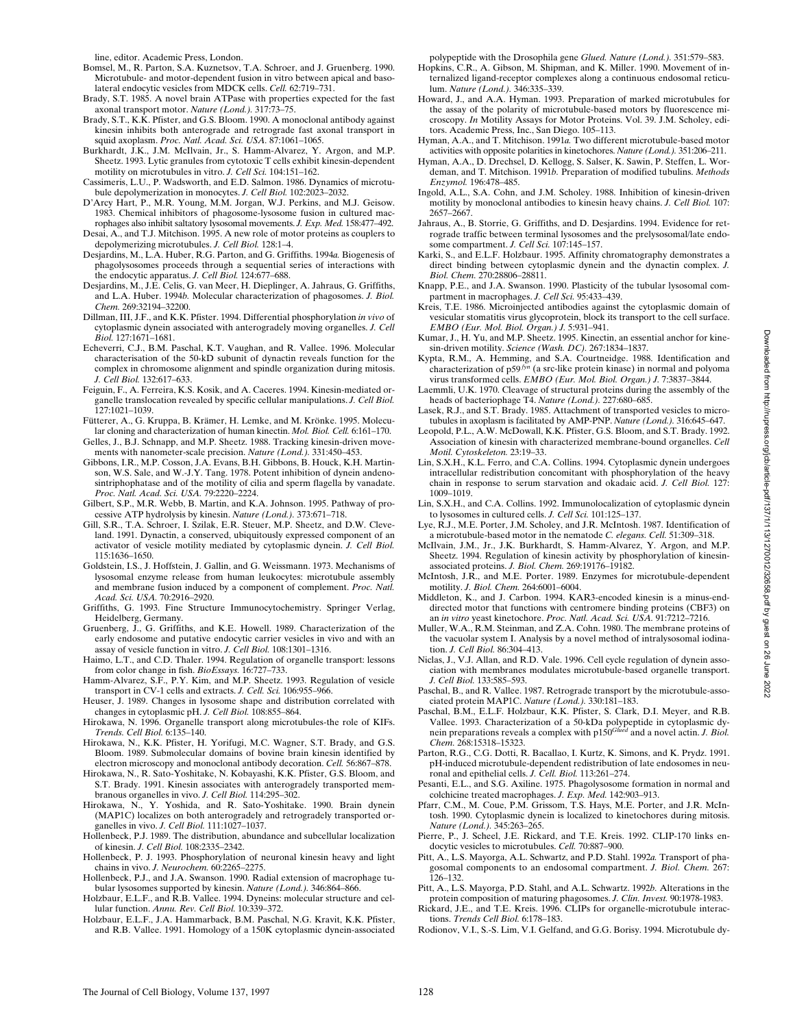line, editor. Academic Press, London.

Bomsel, M., R. Parton, S.A. Kuznetsov, T.A. Schroer, and J. Gruenberg. 1990. Microtubule- and motor-dependent fusion in vitro between apical and basolateral endocytic vesicles from MDCK cells. *Cell.* 62:719–731.

Brady, S.T. 1985. A novel brain ATPase with properties expected for the fast axonal transport motor. *Nature (Lond.).* 317:73–75.

Brady, S.T., K.K. Pfister, and G.S. Bloom. 1990. A monoclonal antibody against kinesin inhibits both anterograde and retrograde fast axonal transport in squid axoplasm. *Proc. Natl. Acad. Sci. USA.* 87:1061–1065.

Burkhardt, J.K., J.M. McIlvain, Jr., S. Hamm-Alvarez, Y. Argon, and M.P. Sheetz. 1993. Lytic granules from cytotoxic T cells exhibit kinesin-dependent motility on microtubules in vitro. *J. Cell Sci.* 104:151–162.

Cassimeris, L.U., P. Wadsworth, and E.D. Salmon. 1986. Dynamics of microtubule depolymerization in monocytes. *J. Cell Biol.* 102:2023–2032.

D'Arcy Hart, P., M.R. Young, M.M. Jorgan, W.J. Perkins, and M.J. Geisow. 1983. Chemical inhibitors of phagosome-lysosome fusion in cultured macrophages also inhibit saltatory lysosomal movements. *J. Exp. Med.* 158:477–492.

Desai, A., and T.J. Mitchison. 1995. A new role of motor proteins as couplers to depolymerizing microtubules. *J. Cell Biol.* 128:1–4.

Desjardins, M., L.A. Huber, R.G. Parton, and G. Griffiths. 1994*a.* Biogenesis of phagolysosomes proceeds through a sequential series of interactions with the endocytic apparatus. *J. Cell Biol.* 124:677–688.

Desjardins, M., J.E. Celis, G. van Meer, H. Dieplinger, A. Jahraus, G. Griffiths, and L.A. Huber. 1994*b.* Molecular characterization of phagosomes. *J. Biol. Chem.* 269:32194–32200.

Dillman, III, J.F., and K.K. Pfister. 1994. Differential phosphorylation *in vivo* of cytoplasmic dynein associated with anterogradely moving organelles. *J. Cell Biol.* 127:1671–1681.

Echeverri, C.J., B.M. Paschal, K.T. Vaughan, and R. Vallee. 1996. Molecular characterisation of the 50-kD subunit of dynactin reveals function for the complex in chromosome alignment and spindle organization during mitosis. *J. Cell Biol.* 132:617–633.

Feiguin, F., A. Ferreira, K.S. Kosik, and A. Caceres. 1994. Kinesin-mediated organelle translocation revealed by specific cellular manipulations. *J. Cell Biol.* 127:1021–1039.

Fütterer, A., G. Kruppa, B. Krämer, H. Lemke, and M. Krönke. 1995. Molecular cloning and characterization of human kinectin. *Mol. Biol. Cell.* 6:161–170.

Gelles, J., B.J. Schnapp, and M.P. Sheetz. 1988. Tracking kinesin-driven movements with nanometer-scale precision. *Nature (Lond.).* 331:450–453.

Gibbons, I.R., M.P. Cosson, J.A. Evans, B.H. Gibbons, B. Houck, K.H. Martinson, W.S. Sale, and W.-J.Y. Tang. 1978. Potent inhibition of dynein andenosintriphophatase and of the motility of cilia and sperm flagella by vanadate. *Proc. Natl. Acad. Sci. USA.* 79:2220–2224.

Gilbert, S.P., M.R. Webb, B. Martin, and K.A. Johnson. 1995. Pathway of processive ATP hydrolysis by kinesin. *Nature (Lond.).* 373:671–718.

Gill, S.R., T.A. Schroer, I. Szilak, E.R. Steuer, M.P. Sheetz, and D.W. Cleveland. 1991. Dynactin, a conserved, ubiquitously expressed component of an activator of vesicle motility mediated by cytoplasmic dynein. *J. Cell Biol.* 115:1636–1650.

Goldstein, I.S., J. Hoffstein, J. Gallin, and G. Weissmann. 1973. Mechanisms of lysosomal enzyme release from human leukocytes: microtubule assembly and membrane fusion induced by a component of complement. *Proc. Natl. Acad. Sci. USA.* 70:2916–2920.

Griffiths, G. 1993. Fine Structure Immunocytochemistry. Springer Verlag, Heidelberg, Germany.

Gruenberg, J., G. Griffiths, and K.E. Howell. 1989. Characterization of the early endosome and putative endocytic carrier vesicles in vivo and with an assay of vesicle function in vitro. *J. Cell Biol.* 108:1301–1316.

Haimo, L.T., and C.D. Thaler. 1994. Regulation of organelle transport: lessons from color change in fish. *BioEssays.* 16:727–733.

Hamm-Alvarez, S.F., P.Y. Kim, and M.P. Sheetz. 1993. Regulation of vesicle transport in CV-1 cells and extracts. *J. Cell. Sci.* 106:955–966.

Heuser, J. 1989. Changes in lysosome shape and distribution correlated with changes in cytoplasmic pH. *J. Cell Biol.* 108:855–864.

Hirokawa, N. 1996. Organelle transport along microtubules-the role of KIFs. *Trends. Cell Biol.* 6:135–140.

Hirokawa, N., K.K. Pfister, H. Yorifugi, M.C. Wagner, S.T. Brady, and G.S. Bloom. 1989. Submolecular domains of bovine brain kinesin identified by electron microscopy and monoclonal antibody decoration. *Cell.* 56:867–878.

Hirokawa, N., R. Sato-Yoshitake, N. Kobayashi, K.K. Pfister, G.S. Bloom, and S.T. Brady. 1991. Kinesin associates with anterogradely transported membranous organelles in vivo. *J. Cell Biol.* 114:295–302.

Hirokawa, N., Y. Yoshida, and R. Sato-Yoshitake. 1990. Brain dynein (MAP1C) localizes on both anterogradely and retrogradely transported organelles in vivo. *J. Cell Biol.* 111:1027–1037.

Hollenbeck, P.J. 1989. The distribution, abundance and subcellular localization of kinesin. *J. Cell Biol.* 108:2335–2342.

Hollenbeck, P. J. 1993. Phosphorylation of neuronal kinesin heavy and light chains in vivo. *J. Neurochem.* 60:2265–2275.

Hollenbeck, P.J., and J.A. Swanson. 1990. Radial extension of macrophage tubular lysosomes supported by kinesin. *Nature (Lond.).* 346:864–866.

Holzbaur, E.L.F., and R.B. Vallee. 1994. Dyneins: molecular structure and cellular function. *Annu. Rev. Cell Biol.* 10:339–372.

Holzbaur, E.L.F., J.A. Hammarback, B.M. Paschal, N.G. Kravit, K.K. Pfister, and R.B. Vallee. 1991. Homology of a 150K cytoplasmic dynein-associated polypeptide with the Drosophila gene *Glued. Nature (Lond.).* 351:579–583.

Hopkins, C.R., A. Gibson, M. Shipman, and K. Miller. 1990. Movement of internalized ligand-receptor complexes along a continuous endosomal reticulum. *Nature (Lond.).* 346:335–339.

Howard, J., and A.A. Hyman. 1993. Preparation of marked microtubules for the assay of the polarity of microtubule-based motors by fluorescence microscopy. *In* Motility Assays for Motor Proteins. Vol. 39. J.M. Scholey, editors. Academic Press, Inc., San Diego. 105–113.

Hyman, A.A., and T. Mitchison. 1991*a.* Two different microtubule-based motor activities with opposite polarities in kinetochores. *Nature (Lond.).* 351:206–211.

Hyman, A.A., D. Drechsel, D. Kellogg, S. Salser, K. Sawin, P. Steffen, L. Wordeman, and T. Mitchison. 1991*b.* Preparation of modified tubulins. *Methods Enzymol.* 196:478–485.

Ingold, A.L., S.A. Cohn, and J.M. Scholey. 1988. Inhibition of kinesin-driven motility by monoclonal antibodies to kinesin heavy chains. *J. Cell Biol.* 107: 2657–2667.

Jahraus, A., B. Storrie, G. Griffiths, and M. Desjardins. 1994. Evidence for retrograde traffic between terminal lysosomes and the prelysosomal/late endosome compartment. *J. Cell Sci.* 107:145–157.

Karki, S., and E.L.F. Holzbaur. 1995. Affinity chromatography demonstrates a direct binding between cytoplasmic dynein and the dynactin complex. *J. Biol. Chem.* 270:28806–28811.

Knapp, P.E., and J.A. Swanson. 1990. Plasticity of the tubular lysosomal compartment in macrophages. *J. Cell Sci.* 95:433–439.

Kreis, T.E. 1986. Microinjected antibodies against the cytoplasmic domain of vesicular stomatitis virus glycoprotein, block its transport to the cell surface. *EMBO (Eur. Mol. Biol. Organ.) J.* 5:931–941.

Kumar, J., H. Yu, and M.P. Sheetz. 1995. Kinectin, an essential anchor for kinesin-driven motility. *Science (Wash. DC).* 267:1834–1837.

Kypta, R.M., A. Hemming, and S.A. Courtneidge. 1988. Identification and characterization of $p59^{fyn}$ (a src-like protein kinase) in normal and polyoma virus transformed cells. *EMBO (Eur. Mol. Biol. Organ.) J.* 7:3837–3844.

Laemmli, U.K. 1970. Cleavage of structural proteins during the assembly of the heads of bacteriophage T4. *Nature (Lond.).* 227:680–685.

Lasek, R.J., and S.T. Brady. 1985. Attachment of transported vesicles to microtubules in axoplasm is facilitated by AMP-PNP. *Nature (Lond.).* 316:645–647.

Leopold, P.L., A.W. McDowall, K.K. Pfister, G.S. Bloom, and S.T. Brady. 1992. Association of kinesin with characterized membrane-bound organelles. *Cell Motil. Cytoskeleton.* 23:19–33.

Lin, S.X.H., K.L. Ferro, and C.A. Collins. 1994. Cytoplasmic dynein undergoes intracellular redistribution concomitant with phosphorylation of the heavy chain in response to serum starvation and okadaic acid. *J. Cell Biol.* 127: 1009–1019.

Lin, S.X.H., and C.A. Collins. 1992. Immunolocalization of cytoplasmic dynein to lysosomes in cultured cells. *J. Cell Sci.* 101:125–137.

Lye, R.J., M.E. Porter, J.M. Scholey, and J.R. McIntosh. 1987. Identification of a microtubule-based motor in the nematode *C. elegans. Cell.* 51:309–318.

McIlvain, J.M., Jr., J.K. Burkhardt, S. Hamm-Alvarez, Y. Argon, and M.P. Sheetz. 1994. Regulation of kinesin activity by phosphorylation of kinesin-associated proteins. *J. Biol. Chem.* 269:19176–19182.

McIntosh, J.R., and M.E. Porter. 1989. Enzymes for microtubule-dependent motility. *J. Biol. Chem.* 264:6001–6004.

Middleton, K., and J. Carbon. 1994. KAR3-encoded kinesin is a minus-end-directed motor that functions with centromere binding proteins (CBF3) on an *in vitro* yeast kinetochore. *Proc. Natl. Acad. Sci. USA.* 91:7212–7216.

Muller, W.A., R.M. Steinman, and Z.A. Cohn. 1980. The membrane proteins of the vacuolar system I. Analysis by a novel method of intralysosomal iodination. *J. Cell Biol.* 86:304–413.

Niclas, J., V.J. Allan, and R.D. Vale. 1996. Cell cycle regulation of dynein association with membranes modulates microtubule-based organelle transport. *J. Cell Biol.* 133:585–593.

Paschal, B., and R. Vallee. 1987. Retrograde transport by the microtubule-associated protein MAP1C. *Nature (Lond.).* 330:181–183.

Paschal, B.M., E.L.F. Holzbaur, K.K. Pfister, S. Clark, D.I. Meyer, and R.B. Vallee. 1993. Characterization of a 50-kDa polypeptide in cytoplasmic dynein preparations reveals a complex with $p150^{Glued}$ and a novel actin. *J. Biol. Chem.* 268:15318–15323.

Parton, R.G., C.G. Dotti, R. Bacallao, I. Kurtz, K. Simons, and K. Prydz. 1991. pH-induced microtubule-dependent redistribution of late endosomes in neuronal and epithelial cells. *J. Cell. Biol.* 113:261–274.

Pesanti, E.L., and S.G. Axiline. 1975. Phagolysosome formation in normal and colchicine treated macrophages. *J. Exp. Med.* 142:903–913.

Pfarr, C.M., M. Coue, P.M. Grissom, T.S. Hays, M.E. Porter, and J.R. McIntosh. 1990. Cytoplasmic dynein is localized to kinetochores during mitosis. *Nature (Lond.).* 345:263–265.

Pierre, P., J. Scheel, J.E. Rickard, and T.E. Kreis. 1992. CLIP-170 links endocytic vesicles to microtubules. *Cell.* 70:887–900.

Pitt, A., L.S. Mayorga, A.L. Schwartz, and P.D. Stahl. 1992*a.* Transport of phagosomal components to an endosomal compartment. *J. Biol. Chem.* 267: 126–132.

Pitt, A., L.S. Mayorga, P.D. Stahl, and A.L. Schwartz. 1992*b.* Alterations in the protein composition of maturing phagosomes. *J. Clin. Invest.* 90:1978-1983.

Rickard, J.E., and T.E. Kreis. 1996. CLIPs for organelle-microtubule interactions. *Trends Cell Biol.* 6:178–183.

Rodionov, V.I., S.-S. Lim, V.I. Gelfand, and G.G. Borisy. 1994. Microtubule dy-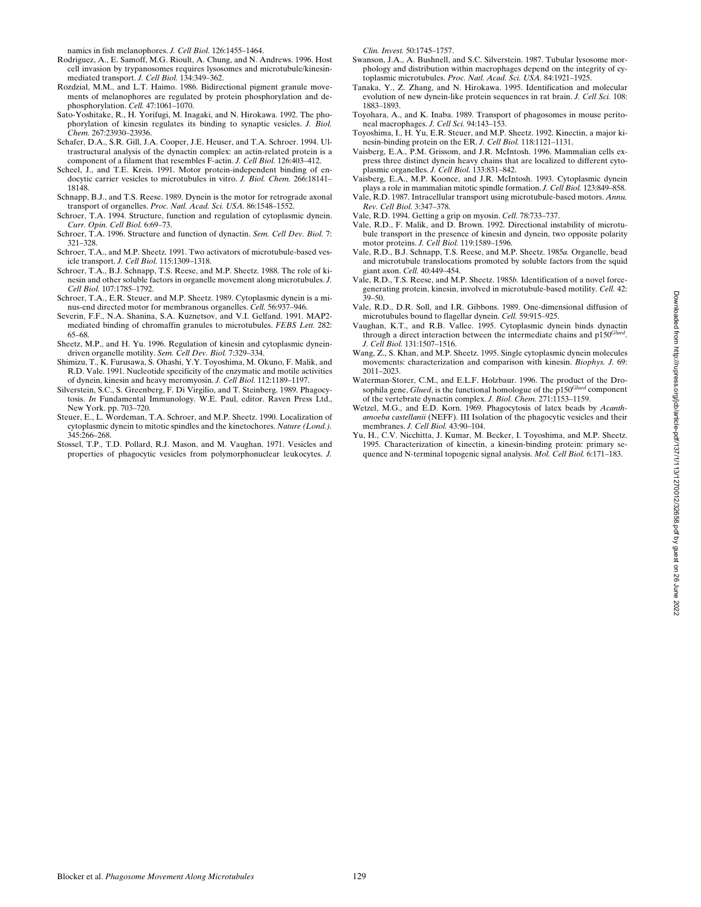namics in fish melanophores. *J. Cell Biol.* 126:1455–1464.

Rodriguez, A., E. Samoff, M.G. Rioult, A. Chung, and N. Andrews. 1996. Host cell invasion by trypanosomes requires lysosomes and microtubule/kinesin-mediated transport. *J. Cell Biol.* 134:349–362.

Rozdzial, M.M., and L.T. Haimo. 1986. Bidirectional pigment granule movements of melanophores are regulated by protein phosphorylation and dephosphorylation. *Cell.* 47:1061–1070.

Sato-Yoshitake, R., H. Yorifugi, M. Inagaki, and N. Hirokawa. 1992. The phophorylation of kinesin regulates its binding to synaptic vesicles. *J. Biol. Chem.* 267:23930–23936.

Schafer, D.A., S.R. Gill, J.A. Cooper, J.E. Heuser, and T.A. Schroer. 1994. Ultrastructural analysis of the dynactin complex: an actin-related protein is a component of a filament that resembles F-actin. *J. Cell Biol.* 126:403–412.

Scheel, J., and T.E. Kreis. 1991. Motor protein-independent binding of endocytic carrier vesicles to microtubules in vitro. *J. Biol. Chem.* 266:18141–18148.

Schnapp, B.J., and T.S. Reese. 1989. Dynein is the motor for retrograde axonal transport of organelles. *Proc. Natl. Acad. Sci. USA.* 86:1548–1552.

Schroer, T.A. 1994. Structure, function and regulation of cytoplasmic dynein. *Curr. Opin. Cell Biol.* 6:69–73.

Schroer, T.A. 1996. Structure and function of dynactin. *Sem. Cell Dev. Biol.* 7: 321–328.

Schroer, T.A., and M.P. Sheetz. 1991. Two activators of microtubule-based vesicle transport. *J. Cell Biol.* 115:1309–1318.

Schroer, T.A., B.J. Schnapp, T.S. Reese, and M.P. Sheetz. 1988. The role of kinesin and other soluble factors in organelle movement along microtubules. *J. Cell Biol.* 107:1785–1792.

Schroer, T.A., E.R. Steuer, and M.P. Sheetz. 1989. Cytoplasmic dynein is a minus-end directed motor for membranous organelles. *Cell.* 56:937–946.

Severin, F.F., N.A. Shanina, S.A. Kuznetsov, and V.I. Gelfand. 1991. MAP2-mediated binding of chromaffin granules to microtubules. *FEBS Lett.* 282: 65–68.

Sheetz, M.P., and H. Yu. 1996. Regulation of kinesin and cytoplasmic dynein-driven organelle motility. *Sem. Cell Dev. Biol.* 7:329–334.

Shimizu, T., K. Furusawa, S. Ohashi, Y.Y. Toyoshima, M. Okuno, F. Malik, and R.D. Vale. 1991. Nucleotide specificity of the enzymatic and motile activities of dynein, kinesin and heavy meromyosin. *J. Cell Biol.* 112:1189–1197.

Silverstein, S.C., S. Greenberg, F. Di Virgilio, and T. Steinberg. 1989. Phagocytosis. *In* Fundamental Immunology. W.E. Paul, editor. Raven Press Ltd., New York. pp. 703–720.

Steuer, E., L. Wordeman, T.A. Schroer, and M.P. Sheetz. 1990. Localization of cytoplasmic dynein to mitotic spindles and the kinetochores. *Nature (Lond.).* 345:266–268.

Stossel, T.P., T.D. Pollard, R.J. Mason, and M. Vaughan. 1971. Vesicles and properties of phagocytic vesicles from polymorphonuclear leukocytes. *J. Clin. Invest.* 50:1745–1757.

Swanson, J.A., A. Bushnell, and S.C. Silverstein. 1987. Tubular lysosome morphology and distribution within macrophages depend on the integrity of cytoplasmic microtubules. *Proc. Natl. Acad. Sci. USA.* 84:1921–1925.

Tanaka, Y., Z. Zhang, and N. Hirokawa. 1995. Identification and molecular evolution of new dynein-like protein sequences in rat brain. *J. Cell Sci.* 108: 1883–1893.

Toyohara, A., and K. Inaba. 1989. Transport of phagosomes in mouse peritoneal macrophages. *J. Cell Sci.* 94:143–153.

Toyoshima, I., H. Yu, E.R. Steuer, and M.P. Sheetz. 1992. Kinectin, a major kinesin-binding protein on the ER. *J. Cell Biol.* 118:1121–1131.

Vaisberg, E.A., P.M. Grissom, and J.R. McIntosh. 1996. Mammalian cells express three distinct dynein heavy chains that are localized to different cytoplasmic organelles. *J. Cell Biol.* 133:831–842.

Vaisberg, E.A., M.P. Koonce, and J.R. McIntosh. 1993. Cytoplasmic dynein plays a role in mammalian mitotic spindle formation. *J. Cell Biol.* 123:849–858.

Vale, R.D. 1987. Intracellular transport using microtubule-based motors. *Annu. Rev. Cell Biol.* 3:347–378.

Vale, R.D. 1994. Getting a grip on myosin. *Cell.* 78:733–737.

Vale, R.D., F. Malik, and D. Brown. 1992. Directional instability of microtubule transport in the presence of kinesin and dynein, two opposite polarity motor proteins. *J. Cell Biol.* 119:1589–1596.

Vale, R.D., B.J. Schnapp, T.S. Reese, and M.P. Sheetz. 1985*a.* Organelle, bead and microtubule translocations promoted by soluble factors from the squid giant axon. *Cell.* 40:449–454.

Vale, R.D., T.S. Reese, and M.P. Sheetz. 1985*b.* Identification of a novel force-generating protein, kinesin, involved in microtubule-based motility. *Cell.* 42: 39–50.

Vale, R.D., D.R. Soll, and I.R. Gibbons. 1989. One-dimensional diffusion of microtubules bound to flagellar dynein. *Cell.* 59:915–925.

Vaughan, K.T., and R.B. Vallee. 1995. Cytoplasmic dynein binds dynactin through a direct interaction between the intermediate chains and p150*Glued*. *J. Cell Biol.* 131:1507–1516.

Wang, Z., S. Khan, and M.P. Sheetz. 1995. Single cytoplasmic dynein molecules movements: characterization and comparison with kinesin. *Biophys. J.* 69: 2011–2023.

Waterman-Storer, C.M., and E.L.F. Holzbaur. 1996. The product of the Drosophila gene, *Glued*, is the functional homologue of the p150*Glued* component of the vertebrate dynactin complex. *J. Biol. Chem.* 271:1153–1159.

Wetzel, M.G., and E.D. Korn. 1969. Phagocytosis of latex beads by *Acanthamoeba castellanii* (NEFF). III Isolation of the phagocytic vesicles and their membranes. *J. Cell Biol.* 43:90–104.

Yu, H., C.V. Nicchitta, J. Kumar, M. Becker, I. Toyoshima, and M.P. Sheetz. 1995. Characterization of kinectin, a kinesin-binding protein: primary sequence and N-terminal topogenic signal analysis. *Mol. Cell Biol.* 6:171–183.